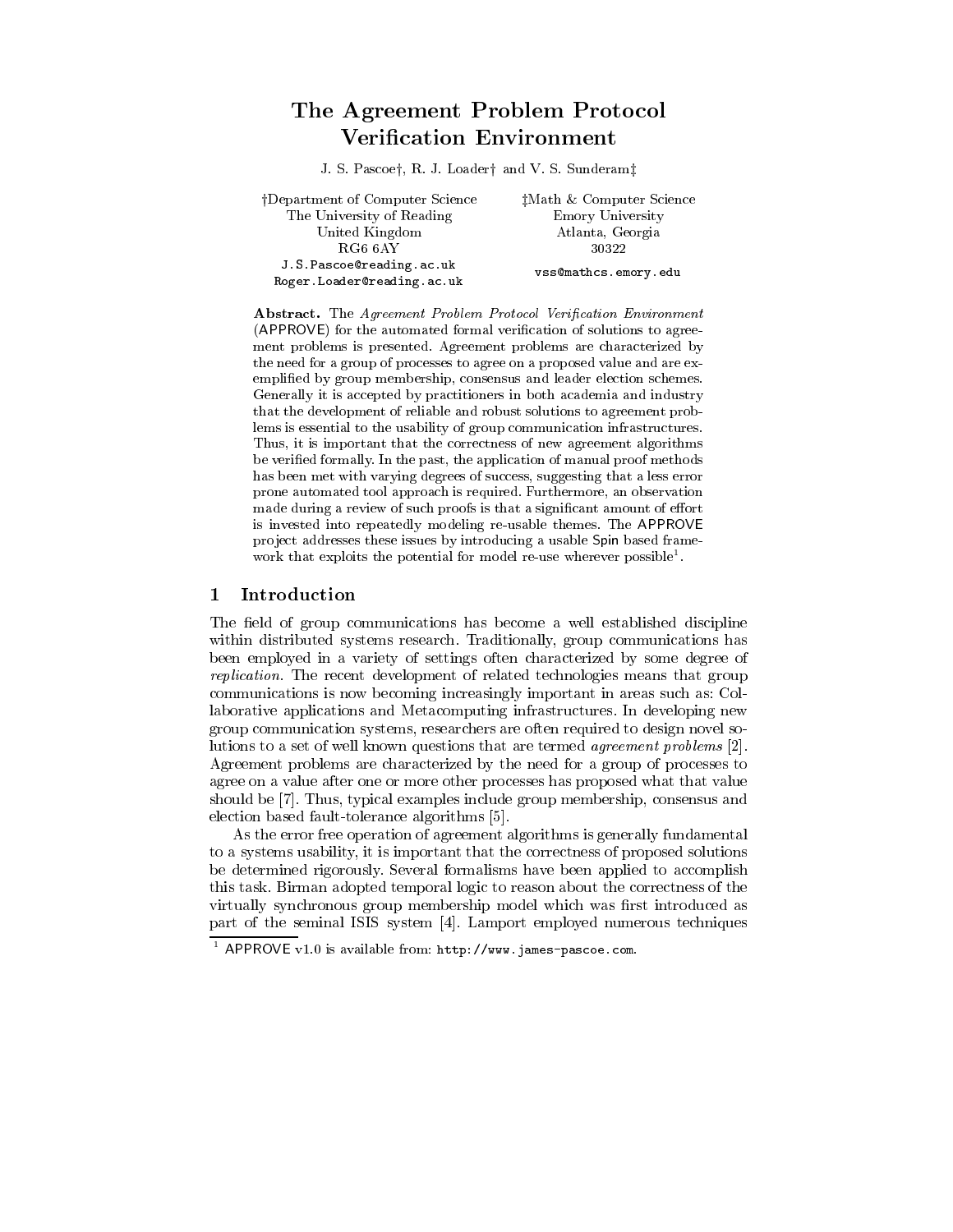# The Agreement Problem Protocol Verification Environment

J. S. Pascoe†, R. J. Loader† and V. S. Sunderam‡

†Department of Computer Science
The University of Reading
United Kingdom
RG6 6AY
J.S.Pascoe@reading.ac.uk
Roger.Loader@reading.ac.uk

‡Math & Computer Science
Emory University
Atlanta, Georgia
30322
vss@mathcs.emory.edu

**Abstract.** The *Agreement Problem Protocol Verification Environment* (APPROVE) for the automated formal verification of solutions to agreement problems is presented. Agreement problems are characterized by the need for a group of processes to agree on a proposed value and are exemplified by group membership, consensus and leader election schemes. Generally it is accepted by practitioners in both academia and industry that the development of reliable and robust solutions to agreement problems is essential to the usability of group communication infrastructures. Thus, it is important that the correctness of new agreement algorithms be verified formally. In the past, the application of manual proof methods has been met with varying degrees of success, suggesting that a less error prone automated tool approach is required. Furthermore, an observation made during a review of such proofs is that a significant amount of effort is invested into repeatedly modeling re-usable themes. The APPROVE project addresses these issues by introducing a usable Spin based framework that exploits the potential for model re-use wherever possible[1].

## 1 Introduction

The field of group communications has become a well established discipline within distributed systems research. Traditionally, group communications has been employed in a variety of settings often characterized by some degree of *replication*. The recent development of related technologies means that group communications is now becoming increasingly important in areas such as: Collaborative applications and Metacomputing infrastructures. In developing new group communication systems, researchers are often required to design novel solutions to a set of well known questions that are termed *agreement problems* [2]. Agreement problems are characterized by the need for a group of processes to agree on a value after one or more other processes has proposed what that value should be [7]. Thus, typical examples include group membership, consensus and election based fault-tolerance algorithms [5].

As the error free operation of agreement algorithms is generally fundamental to a systems usability, it is important that the correctness of proposed solutions be determined rigorously. Several formalisms have been applied to accomplish this task. Birman adopted temporal logic to reason about the correctness of the virtually synchronous group membership model which was first introduced as part of the seminal ISIS system [4]. Lamport employed numerous techniques

[1] APPROVE v1.0 is available from: http://www.james-pascoe.com.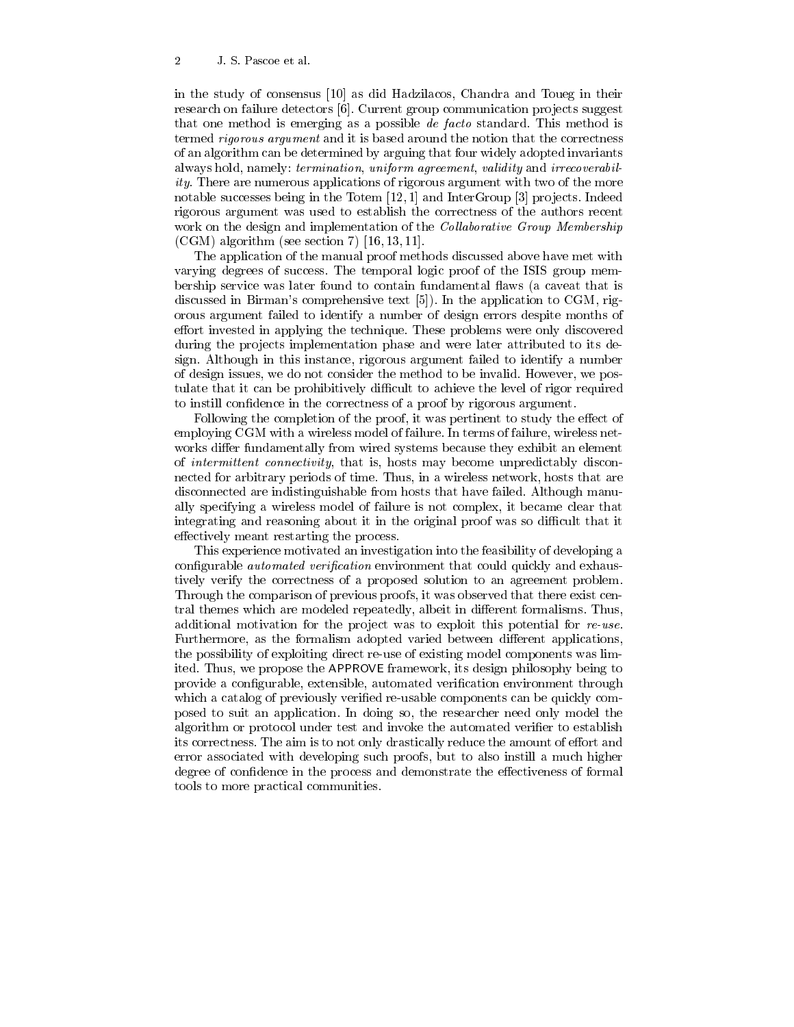in the study of consensus [10] as did Hadzilacos, Chandra and Toueg in their research on failure detectors [6]. Current group communication projects suggest that one method is emerging as a possible *de facto* standard. This method is termed *rigorous argument* and it is based around the notion that the correctness of an algorithm can be determined by arguing that four widely adopted invariants always hold, namely: *termination*, *uniform agreement*, *validity* and *irrecoverability*. There are numerous applications of rigorous argument with two of the more notable successes being in the Totem [12, 1] and InterGroup [3] projects. Indeed rigorous argument was used to establish the correctness of the authors recent work on the design and implementation of the *Collaborative Group Membership* (CGM) algorithm (see section 7) [16, 13, 11].

The application of the manual proof methods discussed above have met with varying degrees of success. The temporal logic proof of the ISIS group membership service was later found to contain fundamental flaws (a caveat that is discussed in Birman's comprehensive text [5]). In the application to CGM, rigorous argument failed to identify a number of design errors despite months of effort invested in applying the technique. These problems were only discovered during the projects implementation phase and were later attributed to its design. Although in this instance, rigorous argument failed to identify a number of design issues, we do not consider the method to be invalid. However, we postulate that it can be prohibitively difficult to achieve the level of rigor required to instill confidence in the correctness of a proof by rigorous argument.

Following the completion of the proof, it was pertinent to study the effect of employing CGM with a wireless model of failure. In terms of failure, wireless networks differ fundamentally from wired systems because they exhibit an element of *intermittent connectivity*, that is, hosts may become unpredictably disconnected for arbitrary periods of time. Thus, in a wireless network, hosts that are disconnected are indistinguishable from hosts that have failed. Although manually specifying a wireless model of failure is not complex, it became clear that integrating and reasoning about it in the original proof was so difficult that it effectively meant restarting the process.

This experience motivated an investigation into the feasibility of developing a configurable *automated verification* environment that could quickly and exhaustively verify the correctness of a proposed solution to an agreement problem. Through the comparison of previous proofs, it was observed that there exist central themes which are modeled repeatedly, albeit in different formalisms. Thus, additional motivation for the project was to exploit this potential for *re-use*. Furthermore, as the formalism adopted varied between different applications, the possibility of exploiting direct re-use of existing model components was limited. Thus, we propose the APPROVE framework, its design philosophy being to provide a configurable, extensible, automated verification environment through which a catalog of previously verified re-usable components can be quickly composed to suit an application. In doing so, the researcher need only model the algorithm or protocol under test and invoke the automated verifier to establish its correctness. The aim is to not only drastically reduce the amount of effort and error associated with developing such proofs, but to also instill a much higher degree of confidence in the process and demonstrate the effectiveness of formal tools to more practical communities.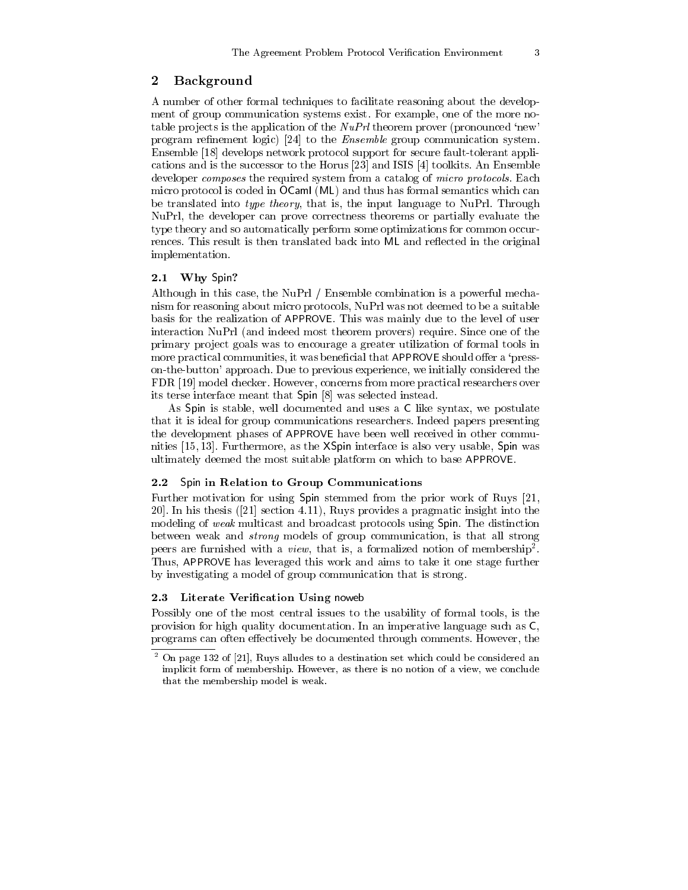## 2 Background

A number of other formal techniques to facilitate reasoning about the development of group communication systems exist. For example, one of the more notable projects is the application of the *NuPrl* theorem prover (pronounced 'new' program refinement logic) [24] to the *Ensemble* group communication system. Ensemble [18] develops network protocol support for secure fault-tolerant applications and is the successor to the Horus [23] and ISIS [4] toolkits. An Ensemble developer *composes* the required system from a catalog of *micro protocols*. Each micro protocol is coded in OCaml (ML) and thus has formal semantics which can be translated into *type theory*, that is, the input language to NuPrl. Through NuPrl, the developer can prove correctness theorems or partially evaluate the type theory and so automatically perform some optimizations for common occurrences. This result is then translated back into ML and reflected in the original implementation.

### 2.1 Why Spin?

Although in this case, the NuPrl / Ensemble combination is a powerful mechanism for reasoning about micro protocols, NuPrl was not deemed to be a suitable basis for the realization of APPROVE. This was mainly due to the level of user interaction NuPrl (and indeed most theorem provers) require. Since one of the primary project goals was to encourage a greater utilization of formal tools in more practical communities, it was beneficial that APPROVE should offer a 'press-on-the-button' approach. Due to previous experience, we initially considered the FDR [19] model checker. However, concerns from more practical researchers over its terse interface meant that Spin [8] was selected instead.

As Spin is stable, well documented and uses a C like syntax, we postulate that it is ideal for group communications researchers. Indeed papers presenting the development phases of APPROVE have been well received in other communities [15, 13]. Furthermore, as the XSpin interface is also very usable, Spin was ultimately deemed the most suitable platform on which to base APPROVE.

### 2.2 Spin in Relation to Group Communications

Further motivation for using Spin stemmed from the prior work of Ruys [21, 20]. In his thesis ([21] section 4.11), Ruys provides a pragmatic insight into the modeling of *weak* multicast and broadcast protocols using Spin. The distinction between weak and *strong* models of group communication, is that all strong peers are furnished with a *view*, that is, a formalized notion of membership[2]. Thus, APPROVE has leveraged this work and aims to take it one stage further by investigating a model of group communication that is strong.

### 2.3 Literate Verification Using noweb

Possibly one of the most central issues to the usability of formal tools, is the provision for high quality documentation. In an imperative language such as C, programs can often effectively be documented through comments. However, the

[2] On page 132 of [21], Ruys alludes to a destination set which could be considered an implicit form of membership. However, as there is no notion of a view, we conclude that the membership model is weak.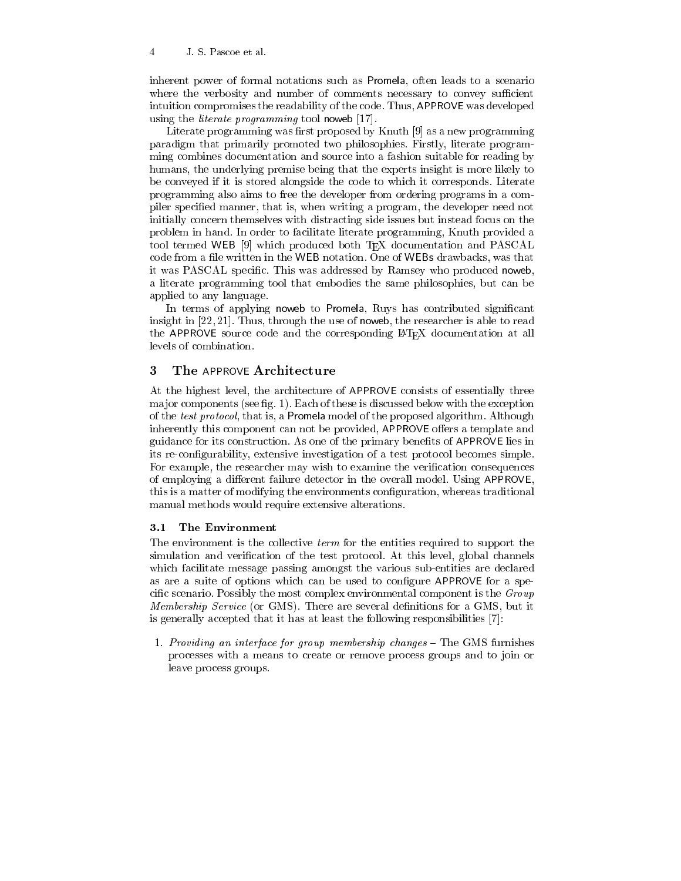inherent power of formal notations such as Promela, often leads to a scenario where the verbosity and number of comments necessary to convey sufficient intuition compromises the readability of the code. Thus, APPROVE was developed using the *literate programming* tool noweb [17].

Literate programming was first proposed by Knuth [9] as a new programming paradigm that primarily promoted two philosophies. Firstly, literate programming combines documentation and source into a fashion suitable for reading by humans, the underlying premise being that the experts insight is more likely to be conveyed if it is stored alongside the code to which it corresponds. Literate programming also aims to free the developer from ordering programs in a compiler specified manner, that is, when writing a program, the developer need not initially concern themselves with distracting side issues but instead focus on the problem in hand. In order to facilitate literate programming, Knuth provided a tool termed WEB [9] which produced both TEX documentation and PASCAL code from a file written in the WEB notation. One of WEBs drawbacks, was that it was PASCAL specific. This was addressed by Ramsey who produced noweb, a literate programming tool that embodies the same philosophies, but can be applied to any language.

In terms of applying noweb to Promela, Ruys has contributed significant insight in [22, 21]. Thus, through the use of noweb, the researcher is able to read the APPROVE source code and the corresponding LATEX documentation at all levels of combination.

## 3 The APPROVE Architecture

At the highest level, the architecture of APPROVE consists of essentially three major components (see fig. 1). Each of these is discussed below with the exception of the *test protocol*, that is, a Promela model of the proposed algorithm. Although inherently this component can not be provided, APPROVE offers a template and guidance for its construction. As one of the primary benefits of APPROVE lies in its re-configurability, extensive investigation of a test protocol becomes simple. For example, the researcher may wish to examine the verification consequences of employing a different failure detector in the overall model. Using APPROVE, this is a matter of modifying the environments configuration, whereas traditional manual methods would require extensive alterations.

### 3.1 The Environment

The environment is the collective *term* for the entities required to support the simulation and verification of the test protocol. At this level, global channels which facilitate message passing amongst the various sub-entities are declared as are a suite of options which can be used to configure APPROVE for a specific scenario. Possibly the most complex environmental component is the *Group Membership Service* (or GMS). There are several definitions for a GMS, but it is generally accepted that it has at least the following responsibilities [7]:

1. *Providing an interface for group membership changes* – The GMS furnishes processes with a means to create or remove process groups and to join or leave process groups.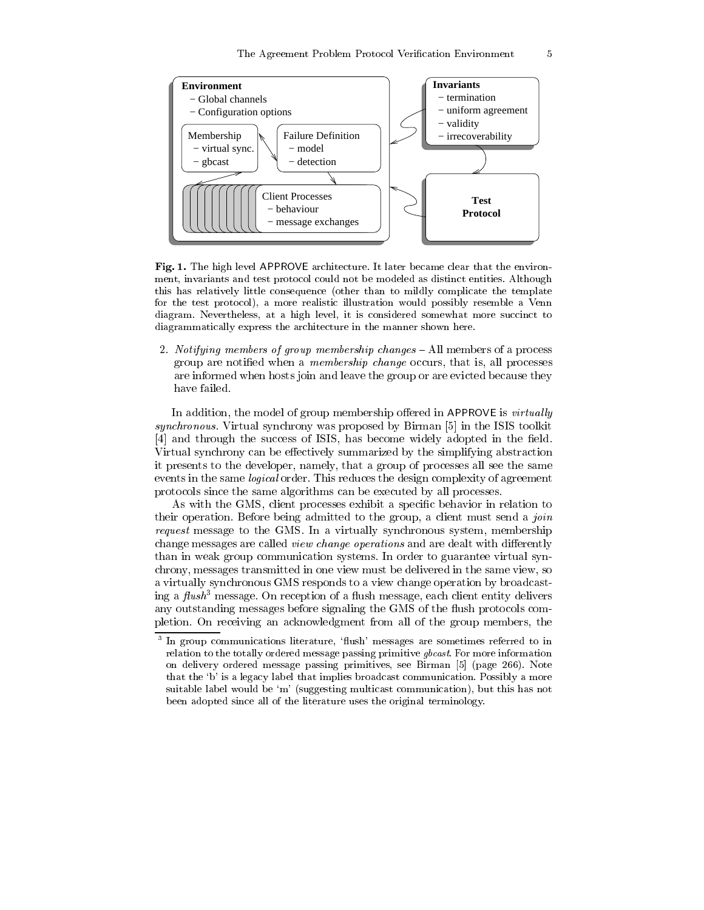Environment
− Global channels
− Configuration options

Membership
− virtual sync.
− gbcast

Failure Definition
− model
− detection

Client Processes
− behaviour
− message exchanges

Invariants
− termination
− uniform agreement
− validity
− irrecoverability

Test
Protocol

**Fig. 1.** The high level APPROVE architecture. It later became clear that the environment, invariants and test protocol could not be modeled as distinct entities. Although this has relatively little consequence (other than to mildly complicate the template for the test protocol), a more realistic illustration would possibly resemble a Venn diagram. Nevertheless, at a high level, it is considered somewhat more succinct to diagrammatically express the architecture in the manner shown here.

2. *Notifying members of group membership changes* – All members of a process group are notified when a *membership change* occurs, that is, all processes are informed when hosts join and leave the group or are evicted because they have failed.

In addition, the model of group membership offered in APPROVE is *virtually synchronous*. Virtual synchrony was proposed by Birman [5] in the ISIS toolkit [4] and through the success of ISIS, has become widely adopted in the field. Virtual synchrony can be effectively summarized by the simplifying abstraction it presents to the developer, namely, that a group of processes all see the same events in the same *logical* order. This reduces the design complexity of agreement protocols since the same algorithms can be executed by all processes.

As with the GMS, client processes exhibit a specific behavior in relation to their operation. Before being admitted to the group, a client must send a *join request* message to the GMS. In a virtually synchronous system, membership change messages are called *view change operations* and are dealt with differently than in weak group communication systems. In order to guarantee virtual synchrony, messages transmitted in one view must be delivered in the same view, so a virtually synchronous GMS responds to a view change operation by broadcasting a *flush*[3] message. On reception of a flush message, each client entity delivers any outstanding messages before signaling the GMS of the flush protocols completion. On receiving an acknowledgment from all of the group members, the

[3] In group communications literature, 'flush' messages are sometimes referred to in relation to the totally ordered message passing primitive *gbcast*. For more information on delivery ordered message passing primitives, see Birman [5] (page 266). Note that the 'b' is a legacy label that implies broadcast communication. Possibly a more suitable label would be 'm' (suggesting multicast communication), but this has not been adopted since all of the literature uses the original terminology.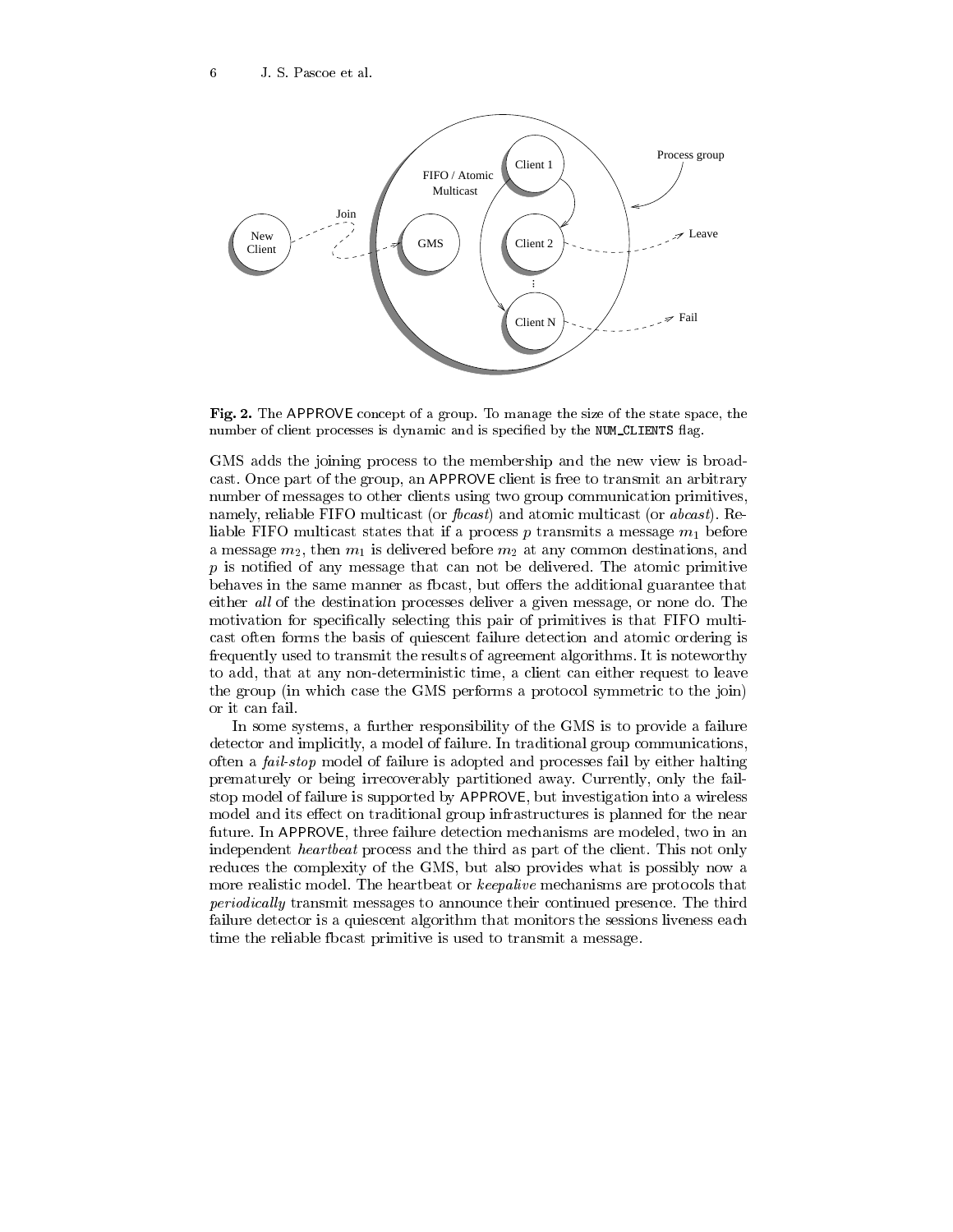Process group

FIFO / Atomic Multicast

Client 1

Join

New Client

GMS

Client 2

Leave

Client N

Fail

**Fig. 2.** The APPROVE concept of a group. To manage the size of the state space, the number of client processes is dynamic and is specified by the `NUM_CLIENTS` flag.

GMS adds the joining process to the membership and the new view is broadcast. Once part of the group, an APPROVE client is free to transmit an arbitrary number of messages to other clients using two group communication primitives, namely, reliable FIFO multicast (or *fbcast*) and atomic multicast (or *abcast*). Reliable FIFO multicast states that if a process $p$ transmits a message $m_1$ before a message $m_2$, then $m_1$ is delivered before $m_2$ at any common destinations, and $p$ is notified of any message that can not be delivered. The atomic primitive behaves in the same manner as fbcast, but offers the additional guarantee that either *all* of the destination processes deliver a given message, or none do. The motivation for specifically selecting this pair of primitives is that FIFO multicast often forms the basis of quiescent failure detection and atomic ordering is frequently used to transmit the results of agreement algorithms. It is noteworthy to add, that at any non-deterministic time, a client can either request to leave the group (in which case the GMS performs a protocol symmetric to the join) or it can fail.

In some systems, a further responsibility of the GMS is to provide a failure detector and implicitly, a model of failure. In traditional group communications, often a *fail-stop* model of failure is adopted and processes fail by either halting prematurely or being irrecoverably partitioned away. Currently, only the fail-stop model of failure is supported by APPROVE, but investigation into a wireless model and its effect on traditional group infrastructures is planned for the near future. In APPROVE, three failure detection mechanisms are modeled, two in an independent *heartbeat* process and the third as part of the client. This not only reduces the complexity of the GMS, but also provides what is possibly now a more realistic model. The heartbeat or *keepalive* mechanisms are protocols that *periodically* transmit messages to announce their continued presence. The third failure detector is a quiescent algorithm that monitors the sessions liveness each time the reliable fbcast primitive is used to transmit a message.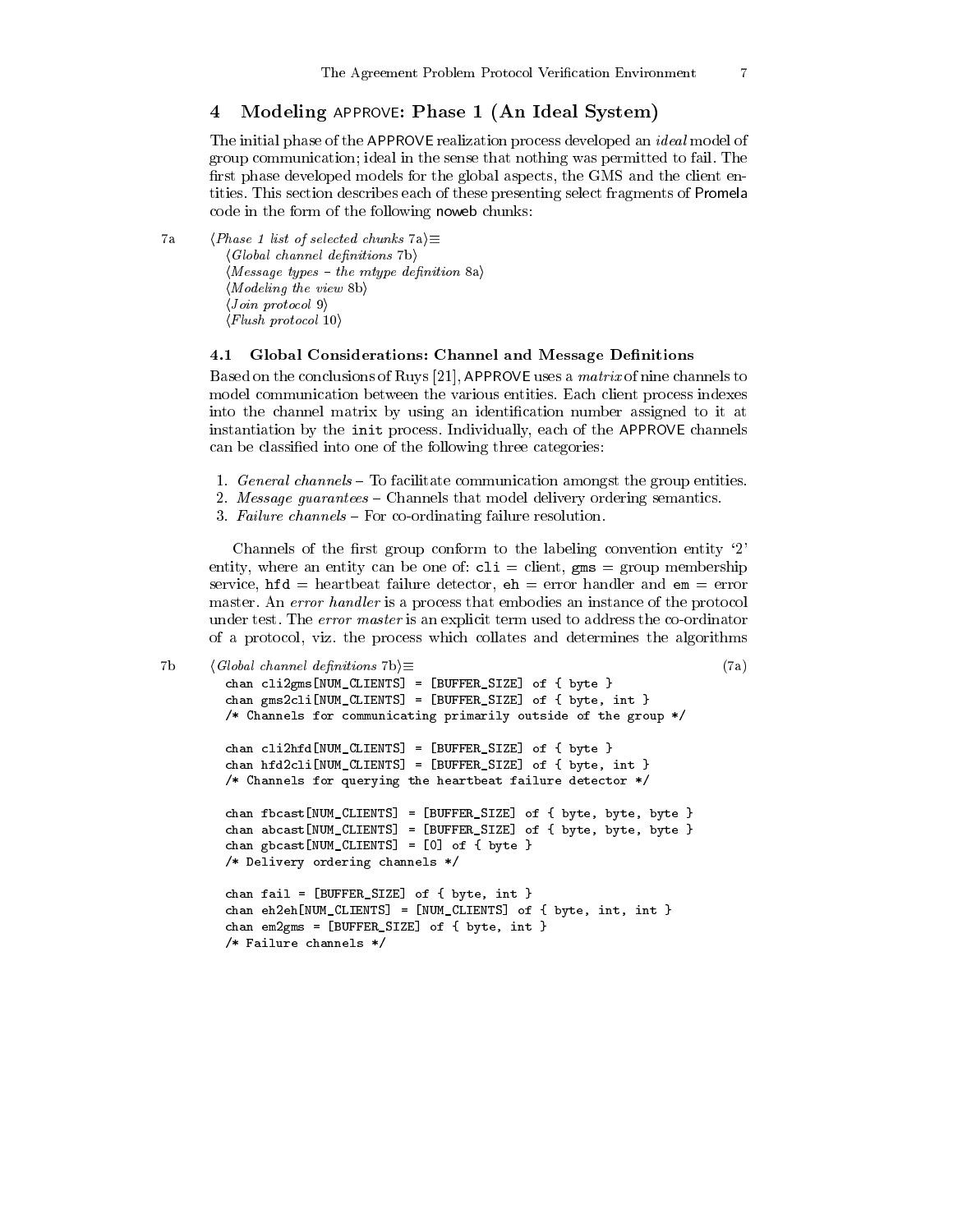## 4 Modeling APPROVE: Phase 1 (An Ideal System)

The initial phase of the APPROVE realization process developed an *ideal* model of group communication; ideal in the sense that nothing was permitted to fail. The first phase developed models for the global aspects, the GMS and the client entities. This section describes each of these presenting select fragments of Promela code in the form of the following noweb chunks:

7a ⟨*Phase 1 list of selected chunks* 7a⟩≡
⟨*Global channel definitions* 7b⟩
⟨*Message types – the mtype definition* 8a⟩
⟨*Modeling the view* 8b⟩
⟨*Join protocol* 9⟩
⟨*Flush protocol* 10⟩

### 4.1 Global Considerations: Channel and Message Definitions

Based on the conclusions of Ruys [21], APPROVE uses a *matrix* of nine channels to model communication between the various entities. Each client process indexes into the channel matrix by using an identification number assigned to it at instantiation by the `init` process. Individually, each of the APPROVE channels can be classified into one of the following three categories:

1. *General channels* – To facilitate communication amongst the group entities.
2. *Message guarantees* – Channels that model delivery ordering semantics.
3. *Failure channels* – For co-ordinating failure resolution.

Channels of the first group conform to the labeling convention entity '2' entity, where an entity can be one of: `cli` = client, `gms` = group membership service, `hfd` = heartbeat failure detector, `eh` = error handler and `em` = error master. An *error handler* is a process that embodies an instance of the protocol under test. The *error master* is an explicit term used to address the co-ordinator of a protocol, viz. the process which collates and determines the algorithms

7b ⟨*Global channel definitions* 7b⟩≡ (7a)

```
chan cli2gms[NUM_CLIENTS] = [BUFFER_SIZE] of { byte }
chan gms2cli[NUM_CLIENTS] = [BUFFER_SIZE] of { byte, int }
/* Channels for communicating primarily outside of the group */

chan cli2hfd[NUM_CLIENTS] = [BUFFER_SIZE] of { byte }
chan hfd2cli[NUM_CLIENTS] = [BUFFER_SIZE] of { byte, int }
/* Channels for querying the heartbeat failure detector */

chan fbcast[NUM_CLIENTS] = [BUFFER_SIZE] of { byte, byte, byte }
chan abcast[NUM_CLIENTS] = [BUFFER_SIZE] of { byte, byte, byte }
chan gbcast[NUM_CLIENTS] = [0] of { byte }
/* Delivery ordering channels */

chan fail = [BUFFER_SIZE] of { byte, int }
chan eh2eh[NUM_CLIENTS] = [NUM_CLIENTS] of { byte, int, int }
chan em2gms = [BUFFER_SIZE] of { byte, int }
/* Failure channels */
```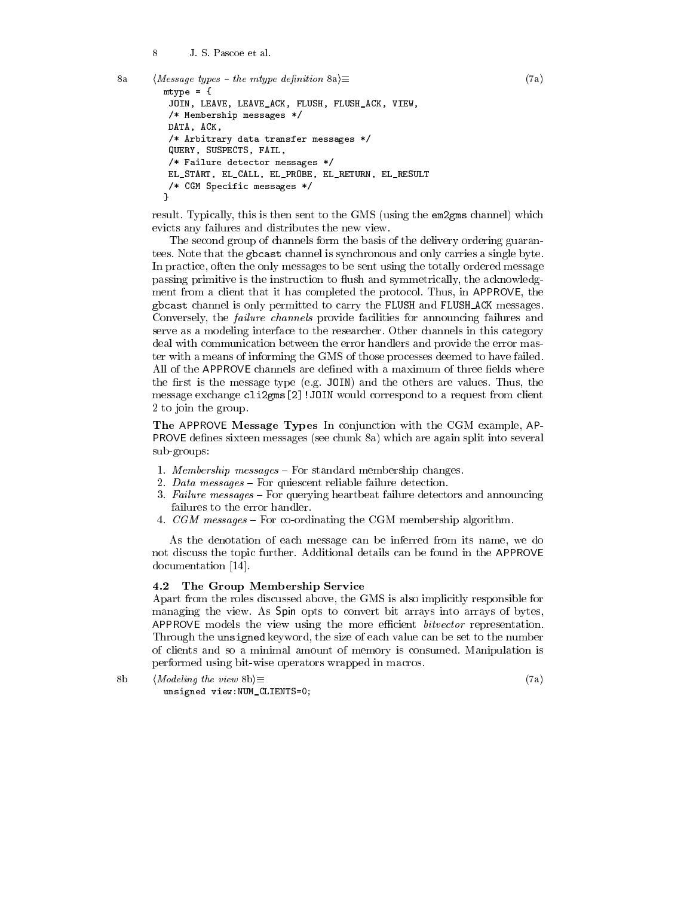8a ⟨*Message types – the mtype definition* 8a⟩≡ (7a)

```
mtype = {
 JOIN, LEAVE, LEAVE_ACK, FLUSH, FLUSH_ACK, VIEW,
 /* Membership messages */
 DATA, ACK,
 /* Arbitrary data transfer messages */
 QUERY, SUSPECTS, FAIL,
 /* Failure detector messages */
 EL_START, EL_CALL, EL_PROBE, EL_RETURN, EL_RESULT
 /* CGM Specific messages */
}
```

result. Typically, this is then sent to the GMS (using the `em2gms` channel) which evicts any failures and distributes the new view.

The second group of channels form the basis of the delivery ordering guarantees. Note that the `gbcast` channel is synchronous and only carries a single byte. In practice, often the only messages to be sent using the totally ordered message passing primitive is the instruction to flush and symmetrically, the acknowledgment from a client that it has completed the protocol. Thus, in APPROVE, the `gbcast` channel is only permitted to carry the `FLUSH` and `FLUSH_ACK` messages. Conversely, the *failure channels* provide facilities for announcing failures and serve as a modeling interface to the researcher. Other channels in this category deal with communication between the error handlers and provide the error master with a means of informing the GMS of those processes deemed to have failed. All of the APPROVE channels are defined with a maximum of three fields where the first is the message type (e.g. `JOIN`) and the others are values. Thus, the message exchange `cli2gms[2]!JOIN` would correspond to a request from client 2 to join the group.

**The APPROVE Message Types** In conjunction with the CGM example, APPROVE defines sixteen messages (see chunk 8a) which are again split into several sub-groups:

1. *Membership messages* – For standard membership changes.
2. *Data messages* – For quiescent reliable failure detection.
3. *Failure messages* – For querying heartbeat failure detectors and announcing failures to the error handler.
4. *CGM messages* – For co-ordinating the CGM membership algorithm.

As the denotation of each message can be inferred from its name, we do not discuss the topic further. Additional details can be found in the APPROVE documentation [14].

### 4.2 The Group Membership Service

Apart from the roles discussed above, the GMS is also implicitly responsible for managing the view. As Spin opts to convert bit arrays into arrays of bytes, APPROVE models the view using the more efficient *bitvector* representation. Through the `unsigned` keyword, the size of each value can be set to the number of clients and so a minimal amount of memory is consumed. Manipulation is performed using bit-wise operators wrapped in macros.

8b ⟨*Modeling the view* 8b⟩≡ (7a)

```
unsigned view:NUM_CLIENTS=0;
```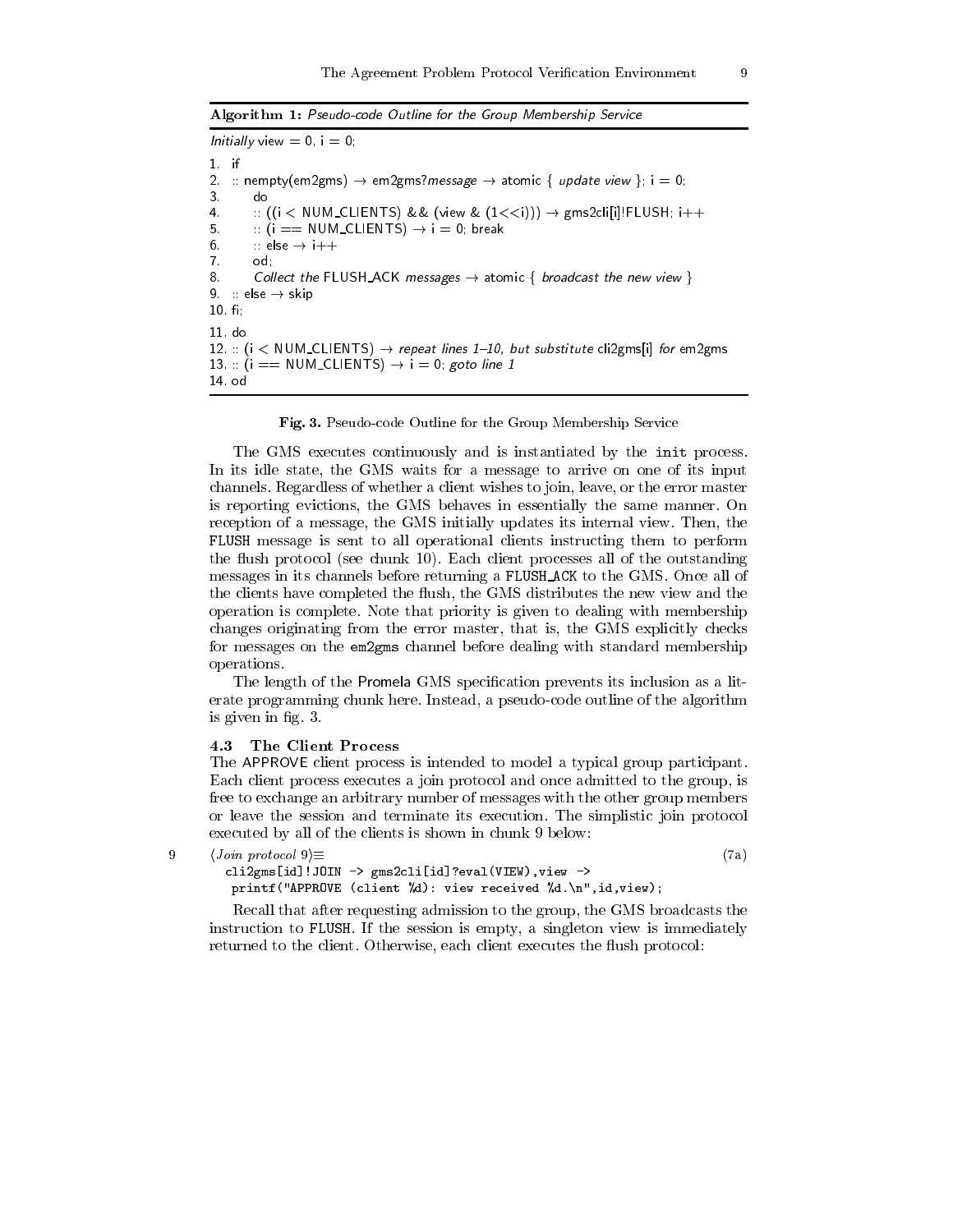**Algorithm 1:** *Pseudo-code Outline for the Group Membership Service*

```
Initially view = 0, i = 0;

1.  if
2.  :: nempty(em2gms) → em2gms?message → atomic { update view }; i = 0;
3.      do
4.      :: ((i < NUM_CLIENTS) && (view & (1<<i))) → gms2cli[i]!FLUSH; i++
5.      :: (i == NUM_CLIENTS) → i = 0; break
6.      :: else → i++
7.      od;
8.      Collect the FLUSH_ACK messages → atomic { broadcast the new view }
9.  :: else → skip
10. fi;

11. do
12. :: (i < NUM_CLIENTS) → repeat lines 1–10, but substitute cli2gms[i] for em2gms
13. :: (i == NUM_CLIENTS) → i = 0; goto line 1
14. od
```

**Fig. 3.** Pseudo-code Outline for the Group Membership Service

The GMS executes continuously and is instantiated by the `init` process. In its idle state, the GMS waits for a message to arrive on one of its input channels. Regardless of whether a client wishes to join, leave, or the error master is reporting evictions, the GMS behaves in essentially the same manner. On reception of a message, the GMS initially updates its internal view. Then, the `FLUSH` message is sent to all operational clients instructing them to perform the flush protocol (see chunk 10). Each client processes all of the outstanding messages in its channels before returning a `FLUSH_ACK` to the GMS. Once all of the clients have completed the flush, the GMS distributes the new view and the operation is complete. Note that priority is given to dealing with membership changes originating from the error master, that is, the GMS explicitly checks for messages on the `em2gms` channel before dealing with standard membership operations.

The length of the Promela GMS specification prevents its inclusion as a literate programming chunk here. Instead, a pseudo-code outline of the algorithm is given in fig. 3.

### 4.3 The Client Process

The APPROVE client process is intended to model a typical group participant. Each client process executes a join protocol and once admitted to the group, is free to exchange an arbitrary number of messages with the other group members or leave the session and terminate its execution. The simplistic join protocol executed by all of the clients is shown in chunk 9 below:

9 ⟨*Join protocol* 9⟩≡ (7a)

```
cli2gms[id]!JOIN -> gms2cli[id]?eval(VIEW),view ->
 printf("APPROVE (client %d): view received %d.\n",id,view);
```

Recall that after requesting admission to the group, the GMS broadcasts the instruction to `FLUSH`. If the session is empty, a singleton view is immediately returned to the client. Otherwise, each client executes the flush protocol: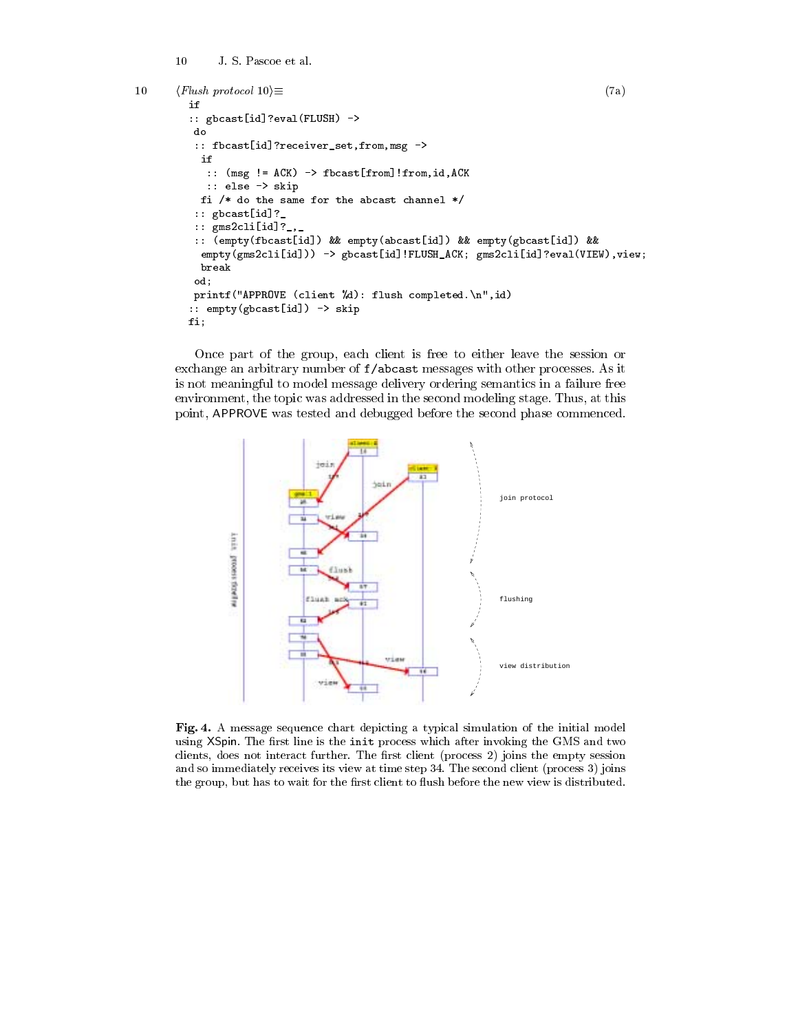10 ⟨*Flush protocol* 10⟩≡ (7a)

```
if
:: gbcast[id]?eval(FLUSH) ->
 do
 :: fbcast[id]?receiver_set,from,msg ->
  if
   :: (msg != ACK) -> fbcast[from]!from,id,ACK
   :: else -> skip
  fi /* do the same for the abcast channel */
 :: gbcast[id]?_
 :: gms2cli[id]?_,_
 :: (empty(fbcast[id]) && empty(abcast[id]) && empty(gbcast[id]) &&
   empty(gms2cli[id])) -> gbcast[id]!FLUSH_ACK; gms2cli[id]?eval(VIEW),view;
   break
 od;
 printf("APPROVE (client %d): flush completed.\n",id)
:: empty(gbcast[id]) -> skip
fi;
```

Once part of the group, each client is free to either leave the session or exchange an arbitrary number of `f/abcast` messages with other processes. As it is not meaningful to model message delivery ordering semantics in a failure free environment, the topic was addressed in the second modeling stage. Thus, at this point, APPROVE was tested and debugged before the second phase commenced.

**Fig. 4.** A message sequence chart depicting a typical simulation of the initial model using XSpin. The first line is the `init` process which after invoking the GMS and two clients, does not interact further. The first client (process 2) joins the empty session and so immediately receives its view at time step 34. The second client (process 3) joins the group, but has to wait for the first client to flush before the new view is distributed.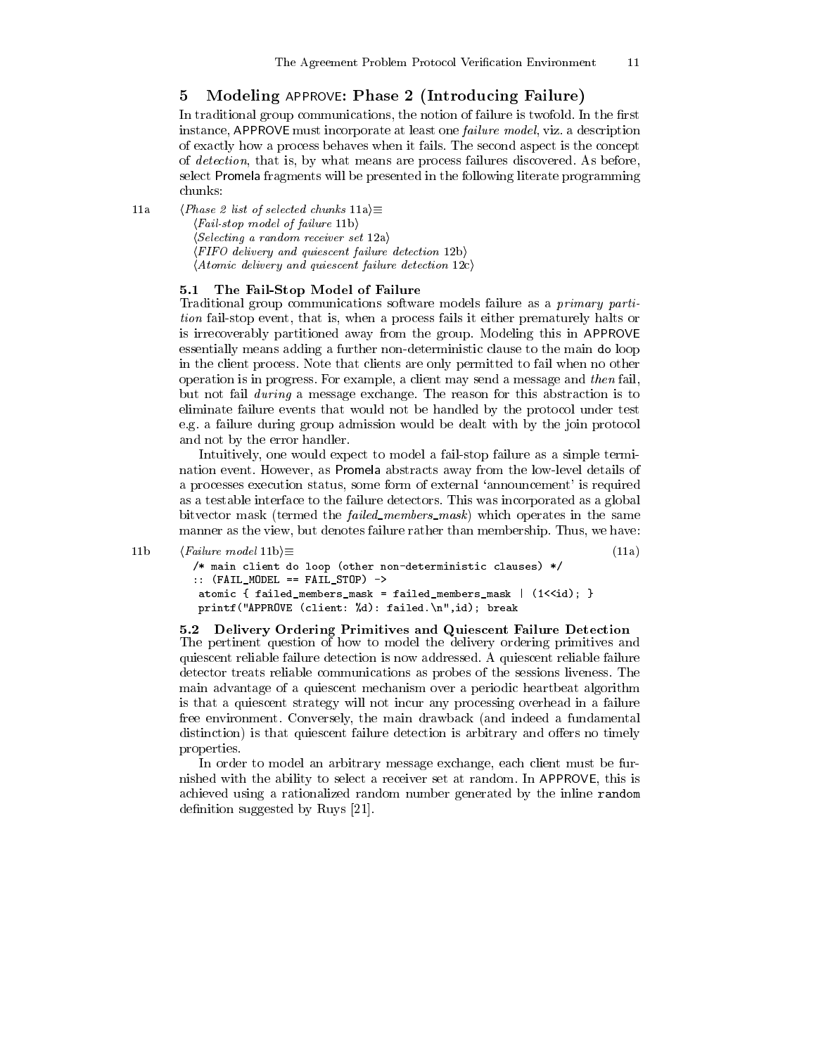## 5 Modeling APPROVE: Phase 2 (Introducing Failure)

In traditional group communications, the notion of failure is twofold. In the first instance, APPROVE must incorporate at least one *failure model*, viz. a description of exactly how a process behaves when it fails. The second aspect is the concept of *detection*, that is, by what means are process failures discovered. As before, select Promela fragments will be presented in the following literate programming chunks:

11a ⟨*Phase 2 list of selected chunks* 11a⟩≡
  ⟨*Fail-stop model of failure* 11b⟩
  ⟨*Selecting a random receiver set* 12a⟩
  ⟨*FIFO delivery and quiescent failure detection* 12b⟩
  ⟨*Atomic delivery and quiescent failure detection* 12c⟩

### 5.1 The Fail-Stop Model of Failure

Traditional group communications software models failure as a *primary partition* fail-stop event, that is, when a process fails it either prematurely halts or is irrecoverably partitioned away from the group. Modeling this in APPROVE essentially means adding a further non-deterministic clause to the main `do` loop in the client process. Note that clients are only permitted to fail when no other operation is in progress. For example, a client may send a message and *then* fail, but not fail *during* a message exchange. The reason for this abstraction is to eliminate failure events that would not be handled by the protocol under test e.g. a failure during group admission would be dealt with by the join protocol and not by the error handler.

Intuitively, one would expect to model a fail-stop failure as a simple termination event. However, as Promela abstracts away from the low-level details of a processes execution status, some form of external 'announcement' is required as a testable interface to the failure detectors. This was incorporated as a global bitvector mask (termed the *failed_members_mask*) which operates in the same manner as the view, but denotes failure rather than membership. Thus, we have:

11b ⟨*Failure model* 11b⟩≡ (11a)

```
/* main client do loop (other non-deterministic clauses) */
:: (FAIL_MODEL == FAIL_STOP) ->
 atomic { failed_members_mask = failed_members_mask | (1<<id); }
 printf("APPROVE (client: %d): failed.\n",id); break
```

### 5.2 Delivery Ordering Primitives and Quiescent Failure Detection

The pertinent question of how to model the delivery ordering primitives and quiescent reliable failure detection is now addressed. A quiescent reliable failure detector treats reliable communications as probes of the sessions liveness. The main advantage of a quiescent mechanism over a periodic heartbeat algorithm is that a quiescent strategy will not incur any processing overhead in a failure free environment. Conversely, the main drawback (and indeed a fundamental distinction) is that quiescent failure detection is arbitrary and offers no timely properties.

In order to model an arbitrary message exchange, each client must be furnished with the ability to select a receiver set at random. In APPROVE, this is achieved using a rationalized random number generated by the inline `random` definition suggested by Ruys [21].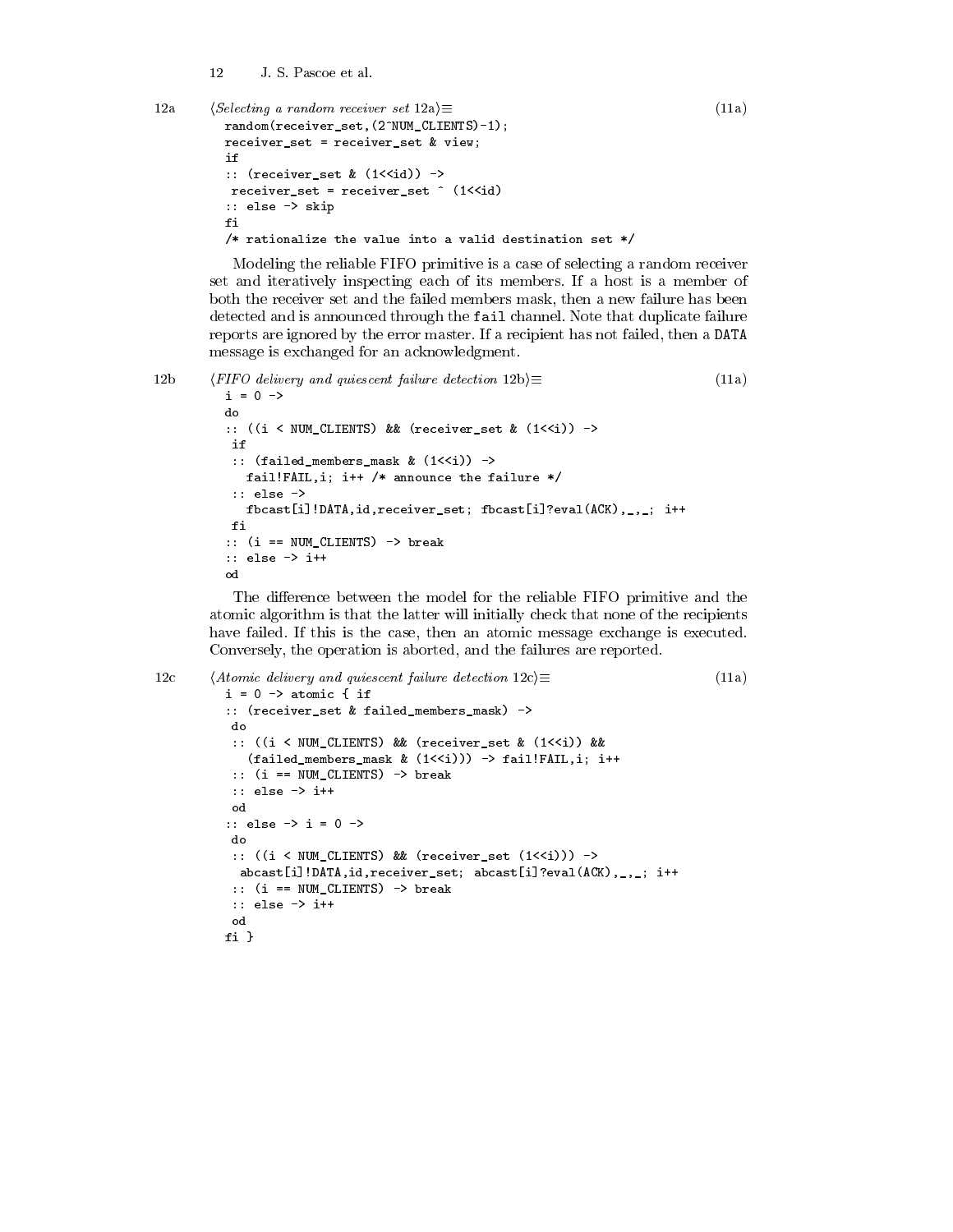12a ⟨*Selecting a random receiver set* 12a⟩≡ (11a)

```
random(receiver_set,(2^NUM_CLIENTS)-1);
receiver_set = receiver_set & view;
if
:: (receiver_set & (1<<id)) ->
 receiver_set = receiver_set ^ (1<<id)
:: else -> skip
fi
/* rationalize the value into a valid destination set */
```

Modeling the reliable FIFO primitive is a case of selecting a random receiver set and iteratively inspecting each of its members. If a host is a member of both the receiver set and the failed members mask, then a new failure has been detected and is announced through the `fail` channel. Note that duplicate failure reports are ignored by the error master. If a recipient has not failed, then a `DATA` message is exchanged for an acknowledgment.

12b ⟨*FIFO delivery and quiescent failure detection* 12b⟩≡ (11a)

```
i = 0 ->
do
:: ((i < NUM_CLIENTS) && (receiver_set & (1<<i)) ->
 if
 :: (failed_members_mask & (1<<i)) ->
   fail!FAIL,i; i++ /* announce the failure */
 :: else ->
   fbcast[i]!DATA,id,receiver_set; fbcast[i]?eval(ACK),_,_; i++
 fi
:: (i == NUM_CLIENTS) -> break
:: else -> i++
od
```

The difference between the model for the reliable FIFO primitive and the atomic algorithm is that the latter will initially check that none of the recipients have failed. If this is the case, then an atomic message exchange is executed. Conversely, the operation is aborted, and the failures are reported.

12c ⟨*Atomic delivery and quiescent failure detection* 12c⟩≡ (11a)

```
i = 0 -> atomic { if
:: (receiver_set & failed_members_mask) ->
 do
 :: ((i < NUM_CLIENTS) && (receiver_set & (1<<i)) &&
   (failed_members_mask & (1<<i))) -> fail!FAIL,i; i++
 :: (i == NUM_CLIENTS) -> break
 :: else -> i++
 od
:: else -> i = 0 ->
 do
 :: ((i < NUM_CLIENTS) && (receiver_set (1<<i))) ->
  abcast[i]!DATA,id,receiver_set; abcast[i]?eval(ACK),_,_; i++
 :: (i == NUM_CLIENTS) -> break
 :: else -> i++
 od
fi }
```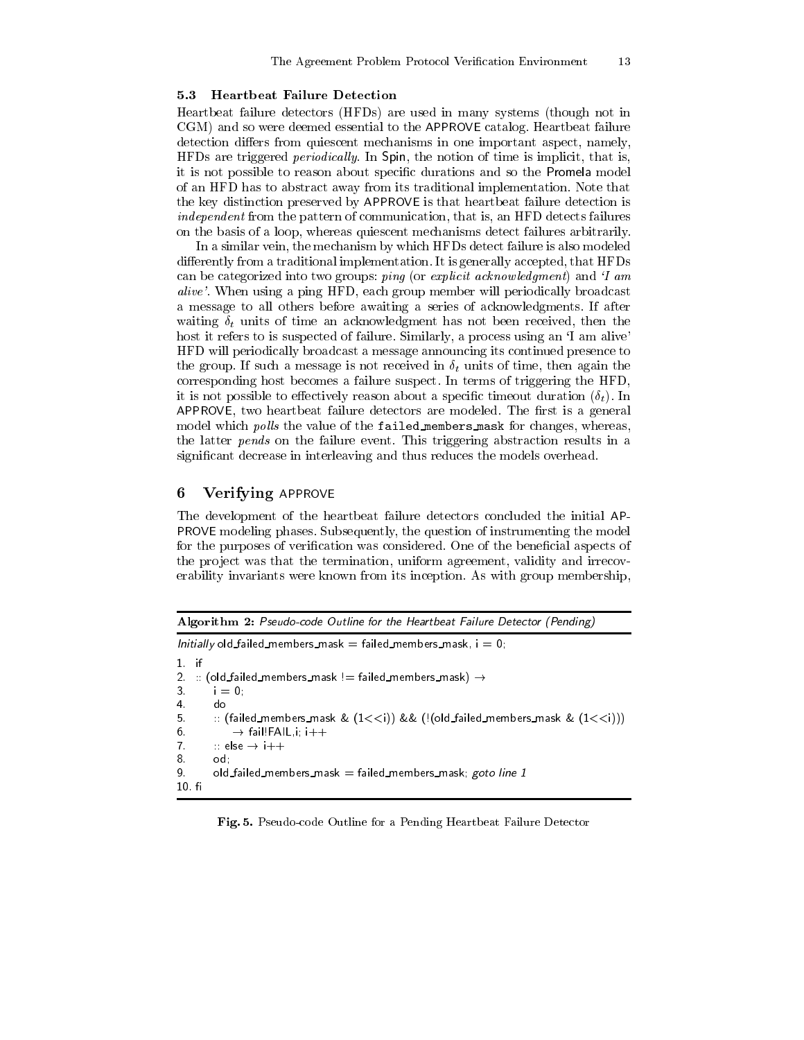### 5.3 Heartbeat Failure Detection

Heartbeat failure detectors (HFDs) are used in many systems (though not in CGM) and so were deemed essential to the APPROVE catalog. Heartbeat failure detection differs from quiescent mechanisms in one important aspect, namely, HFDs are triggered *periodically*. In Spin, the notion of time is implicit, that is, it is not possible to reason about specific durations and so the Promela model of an HFD has to abstract away from its traditional implementation. Note that the key distinction preserved by APPROVE is that heartbeat failure detection is *independent* from the pattern of communication, that is, an HFD detects failures on the basis of a loop, whereas quiescent mechanisms detect failures arbitrarily.

In a similar vein, the mechanism by which HFDs detect failure is also modeled differently from a traditional implementation. It is generally accepted, that HFDs can be categorized into two groups: *ping* (or *explicit acknowledgment*) and *'I am alive'*. When using a ping HFD, each group member will periodically broadcast a message to all others before awaiting a series of acknowledgments. If after waiting $\delta_t$ units of time an acknowledgment has not been received, then the host it refers to is suspected of failure. Similarly, a process using an 'I am alive' HFD will periodically broadcast a message announcing its continued presence to the group. If such a message is not received in $\delta_t$ units of time, then again the corresponding host becomes a failure suspect. In terms of triggering the HFD, it is not possible to effectively reason about a specific timeout duration ($\delta_t$). In APPROVE, two heartbeat failure detectors are modeled. The first is a general model which *polls* the value of the `failed_members_mask` for changes, whereas, the latter *pends* on the failure event. This triggering abstraction results in a significant decrease in interleaving and thus reduces the models overhead.

## 6 Verifying APPROVE

The development of the heartbeat failure detectors concluded the initial APPROVE modeling phases. Subsequently, the question of instrumenting the model for the purposes of verification was considered. One of the beneficial aspects of the project was that the termination, uniform agreement, validity and irrecoverability invariants were known from its inception. As with group membership,

**Algorithm 2:** *Pseudo-code Outline for the Heartbeat Failure Detector (Pending)*

*Initially* old_failed_members_mask = failed_members_mask, i = 0;

```
1.  if
2.  :: (old_failed_members_mask != failed_members_mask) →
3.       i = 0;
4.       do
5.       :: (failed_members_mask & (1<<i)) && (!(old_failed_members_mask & (1<<i)))
6.            → fail!FAIL,i; i++
7.       :: else → i++
8.       od;
9.       old_failed_members_mask = failed_members_mask; goto line 1
10. fi
```

**Fig. 5.** Pseudo-code Outline for a Pending Heartbeat Failure Detector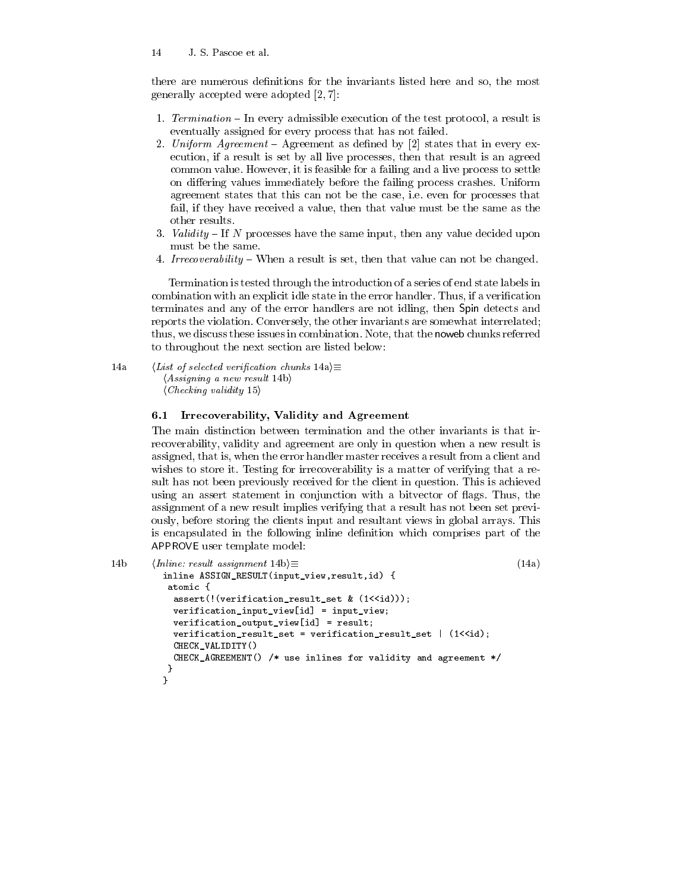there are numerous definitions for the invariants listed here and so, the most generally accepted were adopted [2, 7]:

1. *Termination* – In every admissible execution of the test protocol, a result is eventually assigned for every process that has not failed.
2. *Uniform Agreement* – Agreement as defined by [2] states that in every execution, if a result is set by all live processes, then that result is an agreed common value. However, it is feasible for a failing and a live process to settle on differing values immediately before the failing process crashes. Uniform agreement states that this can not be the case, i.e. even for processes that fail, if they have received a value, then that value must be the same as the other results.
3. *Validity* – If $N$ processes have the same input, then any value decided upon must be the same.
4. *Irrecoverability* – When a result is set, then that value can not be changed.

Termination is tested through the introduction of a series of end state labels in combination with an explicit idle state in the error handler. Thus, if a verification terminates and any of the error handlers are not idling, then Spin detects and reports the violation. Conversely, the other invariants are somewhat interrelated; thus, we discuss these issues in combination. Note, that the noweb chunks referred to throughout the next section are listed below:

14a ⟨*List of selected verification chunks* 14a⟩≡
⟨*Assigning a new result* 14b⟩
⟨*Checking validity* 15⟩

### 6.1 Irrecoverability, Validity and Agreement

The main distinction between termination and the other invariants is that irrecoverability, validity and agreement are only in question when a new result is assigned, that is, when the error handler master receives a result from a client and wishes to store it. Testing for irrecoverability is a matter of verifying that a result has not been previously received for the client in question. This is achieved using an assert statement in conjunction with a bitvector of flags. Thus, the assignment of a new result implies verifying that a result has not been set previously, before storing the clients input and resultant views in global arrays. This is encapsulated in the following inline definition which comprises part of the APPROVE user template model:

14b ⟨*Inline: result assignment* 14b⟩≡ (14a)

```
inline ASSIGN_RESULT(input_view,result,id) {
 atomic {
  assert(!(verification_result_set & (1<<id)));
  verification_input_view[id] = input_view;
  verification_output_view[id] = result;
  verification_result_set = verification_result_set | (1<<id);
  CHECK_VALIDITY()
  CHECK_AGREEMENT() /* use inlines for validity and agreement */
 }
}
```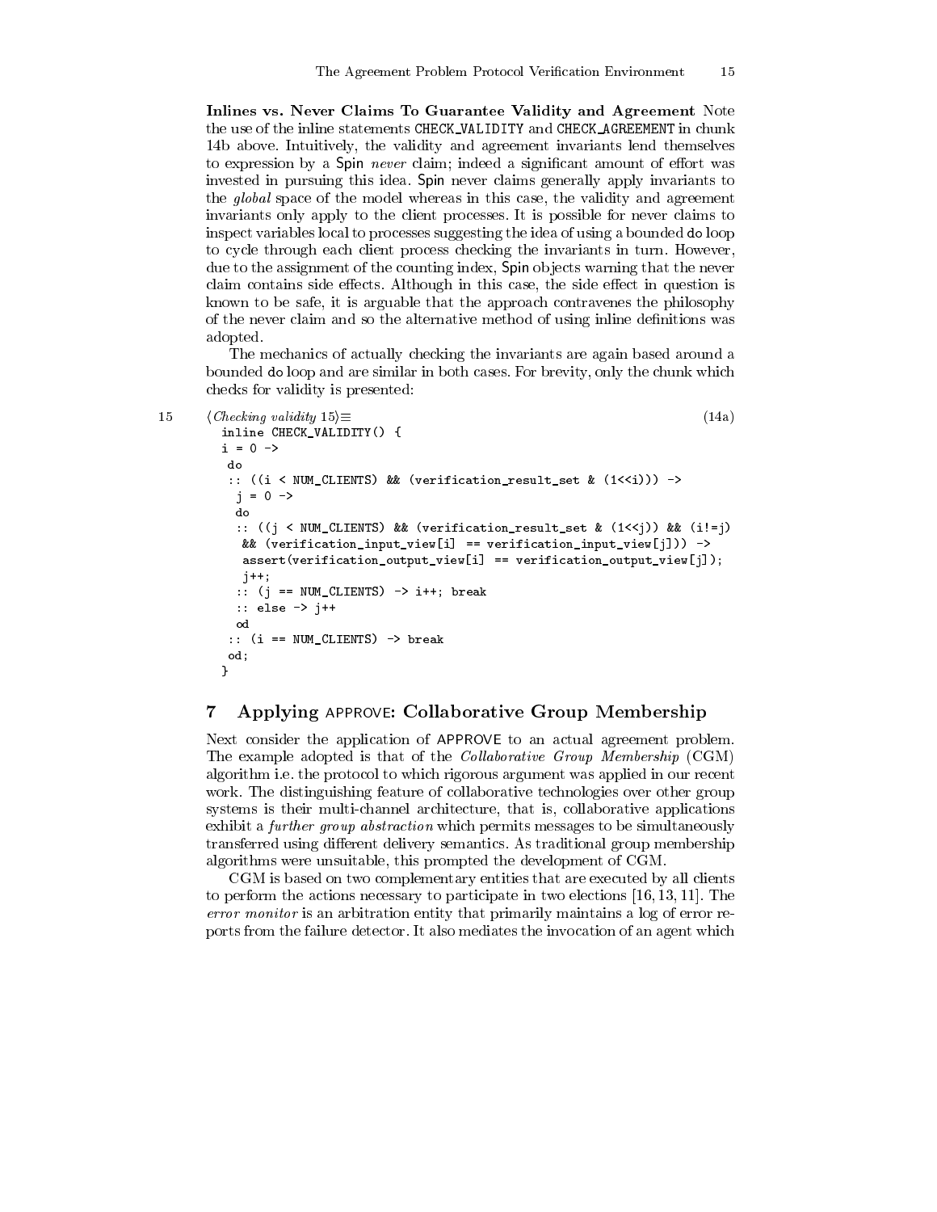**Inlines vs. Never Claims To Guarantee Validity and Agreement** Note the use of the inline statements CHECK_VALIDITY and CHECK_AGREEMENT in chunk 14b above. Intuitively, the validity and agreement invariants lend themselves to expression by a Spin *never* claim; indeed a significant amount of effort was invested in pursuing this idea. Spin never claims generally apply invariants to the *global* space of the model whereas in this case, the validity and agreement invariants only apply to the client processes. It is possible for never claims to inspect variables local to processes suggesting the idea of using a bounded do loop to cycle through each client process checking the invariants in turn. However, due to the assignment of the counting index, Spin objects warning that the never claim contains side effects. Although in this case, the side effect in question is known to be safe, it is arguable that the approach contravenes the philosophy of the never claim and so the alternative method of using inline definitions was adopted.

The mechanics of actually checking the invariants are again based around a bounded do loop and are similar in both cases. For brevity, only the chunk which checks for validity is presented:

15 ⟨*Checking validity* 15⟩≡ (14a)

```
inline CHECK_VALIDITY() {
i = 0 ->
 do
 :: ((i < NUM_CLIENTS) && (verification_result_set & (1<<i))) ->
   j = 0 ->
   do
   :: ((j < NUM_CLIENTS) && (verification_result_set & (1<<j)) && (i!=j)
    && (verification_input_view[i] == verification_input_view[j])) ->
    assert(verification_output_view[i] == verification_output_view[j]);
    j++;
   :: (j == NUM_CLIENTS) -> i++; break
   :: else -> j++
   od
 :: (i == NUM_CLIENTS) -> break
 od;
}
```

## 7 Applying APPROVE: Collaborative Group Membership

Next consider the application of APPROVE to an actual agreement problem. The example adopted is that of the *Collaborative Group Membership* (CGM) algorithm i.e. the protocol to which rigorous argument was applied in our recent work. The distinguishing feature of collaborative technologies over other group systems is their multi-channel architecture, that is, collaborative applications exhibit a *further group abstraction* which permits messages to be simultaneously transferred using different delivery semantics. As traditional group membership algorithms were unsuitable, this prompted the development of CGM.

CGM is based on two complementary entities that are executed by all clients to perform the actions necessary to participate in two elections [16, 13, 11]. The *error monitor* is an arbitration entity that primarily maintains a log of error reports from the failure detector. It also mediates the invocation of an agent which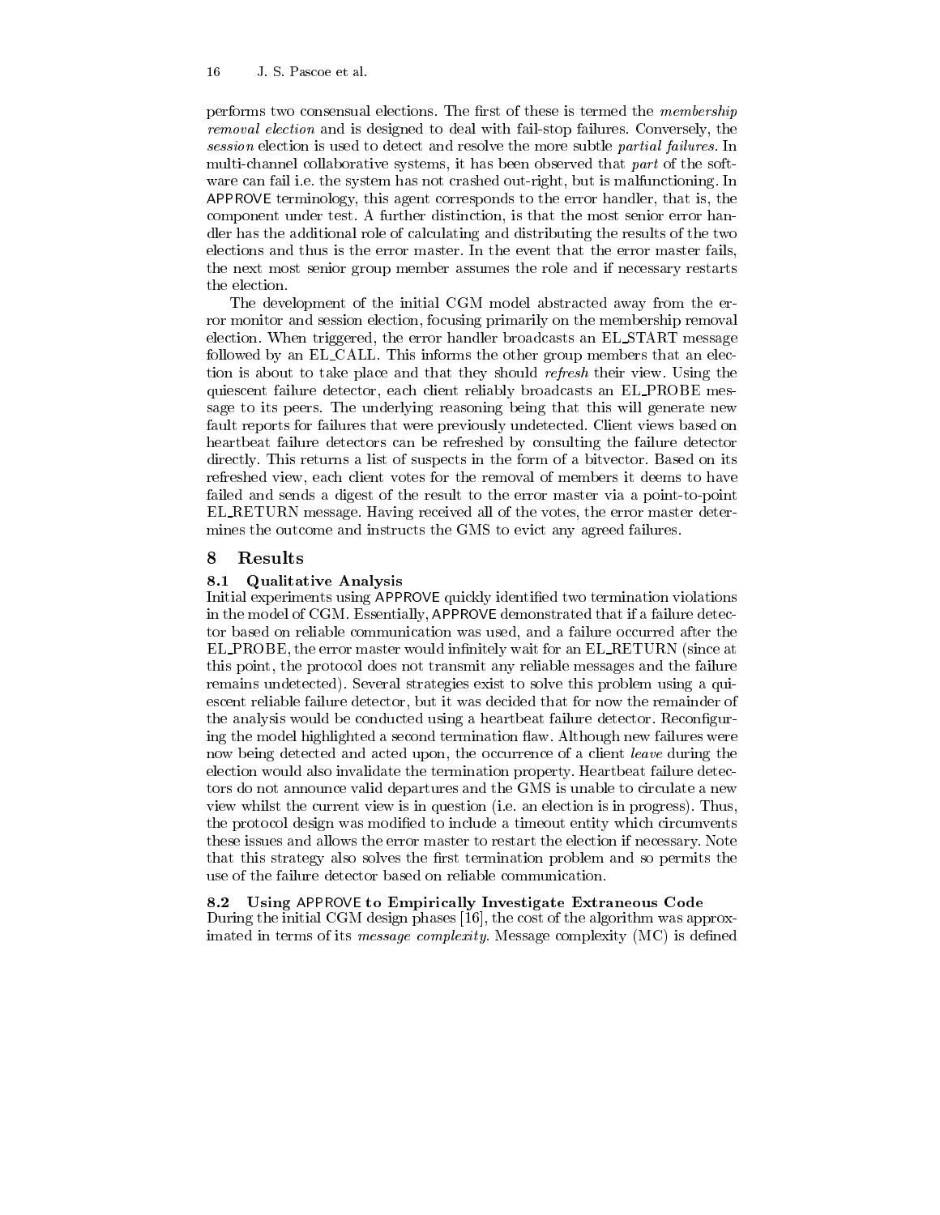performs two consensual elections. The first of these is termed the *membership removal election* and is designed to deal with fail-stop failures. Conversely, the *session* election is used to detect and resolve the more subtle *partial failures*. In multi-channel collaborative systems, it has been observed that *part* of the software can fail i.e. the system has not crashed out-right, but is malfunctioning. In APPROVE terminology, this agent corresponds to the error handler, that is, the component under test. A further distinction, is that the most senior error handler has the additional role of calculating and distributing the results of the two elections and thus is the error master. In the event that the error master fails, the next most senior group member assumes the role and if necessary restarts the election.

The development of the initial CGM model abstracted away from the error monitor and session election, focusing primarily on the membership removal election. When triggered, the error handler broadcasts an EL_START message followed by an EL_CALL. This informs the other group members that an election is about to take place and that they should *refresh* their view. Using the quiescent failure detector, each client reliably broadcasts an EL_PROBE message to its peers. The underlying reasoning being that this will generate new fault reports for failures that were previously undetected. Client views based on heartbeat failure detectors can be refreshed by consulting the failure detector directly. This returns a list of suspects in the form of a bitvector. Based on its refreshed view, each client votes for the removal of members it deems to have failed and sends a digest of the result to the error master via a point-to-point EL_RETURN message. Having received all of the votes, the error master determines the outcome and instructs the GMS to evict any agreed failures.

## 8 Results

### 8.1 Qualitative Analysis

Initial experiments using APPROVE quickly identified two termination violations in the model of CGM. Essentially, APPROVE demonstrated that if a failure detector based on reliable communication was used, and a failure occurred after the EL_PROBE, the error master would infinitely wait for an EL_RETURN (since at this point, the protocol does not transmit any reliable messages and the failure remains undetected). Several strategies exist to solve this problem using a quiescent reliable failure detector, but it was decided that for now the remainder of the analysis would be conducted using a heartbeat failure detector. Reconfiguring the model highlighted a second termination flaw. Although new failures were now being detected and acted upon, the occurrence of a client *leave* during the election would also invalidate the termination property. Heartbeat failure detectors do not announce valid departures and the GMS is unable to circulate a new view whilst the current view is in question (i.e. an election is in progress). Thus, the protocol design was modified to include a timeout entity which circumvents these issues and allows the error master to restart the election if necessary. Note that this strategy also solves the first termination problem and so permits the use of the failure detector based on reliable communication.

### 8.2 Using APPROVE to Empirically Investigate Extraneous Code

During the initial CGM design phases [16], the cost of the algorithm was approximated in terms of its *message complexity*. Message complexity (MC) is defined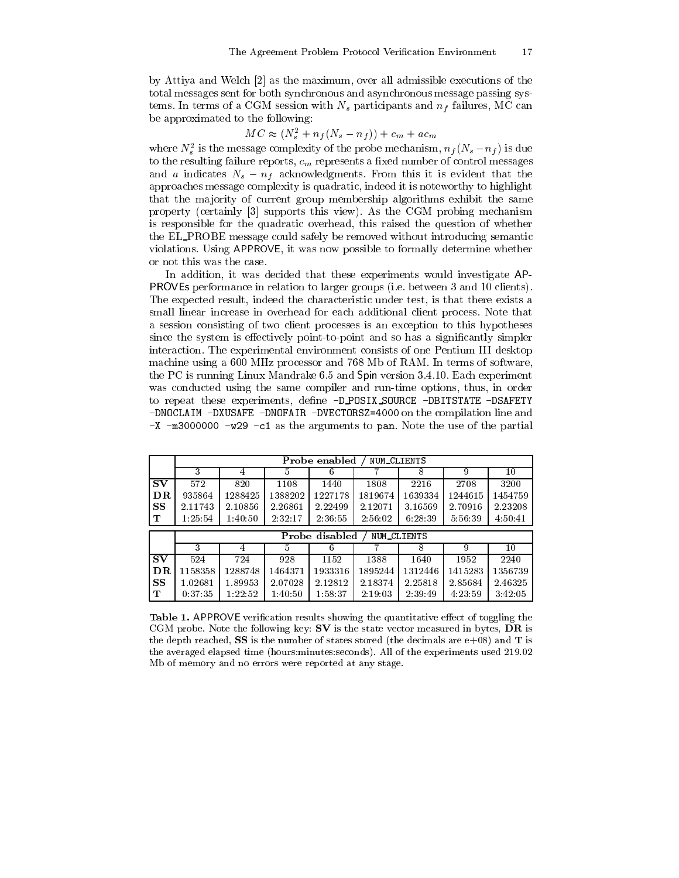by Attiya and Welch [2] as the maximum, over all admissible executions of the total messages sent for both synchronous and asynchronous message passing systems. In terms of a CGM session with $N_s$ participants and $n_f$ failures, MC can be approximated to the following:

$$MC \approx (N_s^2 + n_f(N_s - n_f)) + c_m + ac_m$$

where $N_s^2$ is the message complexity of the probe mechanism, $n_f(N_s - n_f)$ is due to the resulting failure reports, $c_m$ represents a fixed number of control messages and $a$ indicates $N_s - n_f$ acknowledgments. From this it is evident that the approaches message complexity is quadratic, indeed it is noteworthy to highlight that the majority of current group membership algorithms exhibit the same property (certainly [3] supports this view). As the CGM probing mechanism is responsible for the quadratic overhead, this raised the question of whether the EL_PROBE message could safely be removed without introducing semantic violations. Using APPROVE, it was now possible to formally determine whether or not this was the case.

In addition, it was decided that these experiments would investigate APPROVEs performance in relation to larger groups (i.e. between 3 and 10 clients). The expected result, indeed the characteristic under test, is that there exists a small linear increase in overhead for each additional client process. Note that a session consisting of two client processes is an exception to this hypotheses since the system is effectively point-to-point and so has a significantly simpler interaction. The experimental environment consists of one Pentium III desktop machine using a 600 MHz processor and 768 Mb of RAM. In terms of software, the PC is running Linux Mandrake 6.5 and Spin version 3.4.10. Each experiment was conducted using the same compiler and run-time options, thus, in order to repeat these experiments, define `-D_POSIX_SOURCE -DBITSTATE -DSAFETY -DNOCLAIM -DXUSAFE -DNOFAIR -DVECTORSZ=4000` on the compilation line and `-X -m3000000 -w29 -c1` as the arguments to `pan`. Note the use of the partial

| | **Probe enabled** / NUM_CLIENTS | | | | | | | |
|---|---|---|---|---|---|---|---|---|
| | 3 | 4 | 5 | 6 | 7 | 8 | 9 | 10 |
| **SV** | 572 | 820 | 1108 | 1440 | 1808 | 2216 | 2708 | 3200 |
| **DR** | 935864 | 1288425 | 1388202 | 1227178 | 1819674 | 1639334 | 1244615 | 1454759 |
| **SS** | 2.11743 | 2.10856 | 2.26861 | 2.22499 | 2.12071 | 3.16569 | 2.70916 | 2.23208 |
| **T** | 1:25:54 | 1:40:50 | 2:32:17 | 2:36:55 | 2:56:02 | 6:28:39 | 5:56:39 | 4:50:41 |

| | **Probe disabled** / NUM_CLIENTS | | | | | | | |
|---|---|---|---|---|---|---|---|---|
| | 3 | 4 | 5 | 6 | 7 | 8 | 9 | 10 |
| **SV** | 524 | 724 | 928 | 1152 | 1388 | 1640 | 1952 | 2240 |
| **DR** | 1158358 | 1288748 | 1464371 | 1933316 | 1895244 | 1312446 | 1415283 | 1356739 |
| **SS** | 1.02681 | 1.89953 | 2.07028 | 2.12812 | 2.18374 | 2.25818 | 2.85684 | 2.46325 |
| **T** | 0:37:35 | 1:22:52 | 1:40:50 | 1:58:37 | 2:19:03 | 2:39:49 | 4:23:59 | 3:42:05 |

**Table 1.** APPROVE verification results showing the quantitative effect of toggling the CGM probe. Note the following key: **SV** is the state vector measured in bytes, **DR** is the depth reached, **SS** is the number of states stored (the decimals are e+08) and **T** is the averaged elapsed time (hours:minutes:seconds). All of the experiments used 219.02 Mb of memory and no errors were reported at any stage.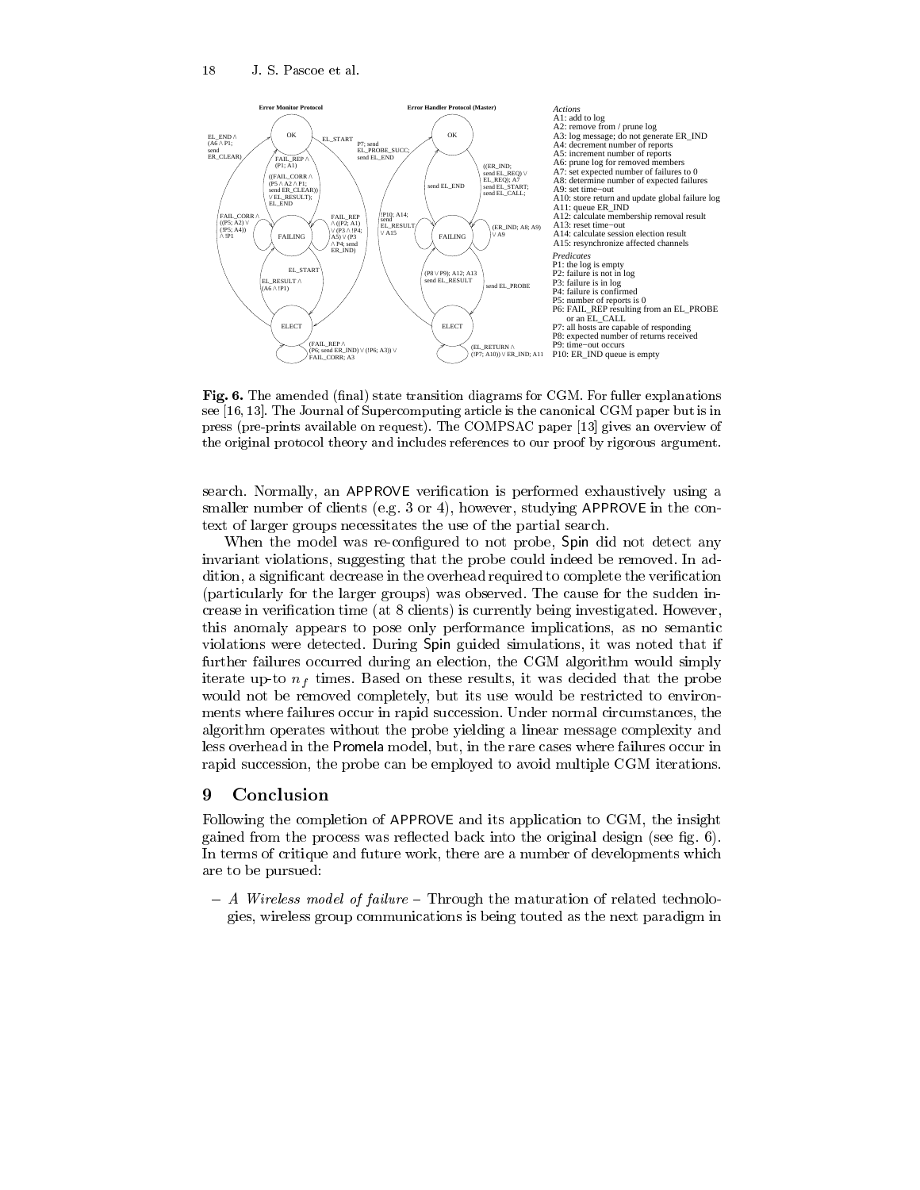Error Monitor Protocol

Error Handler Protocol (Master)

*Actions*
A1: add to log
A2: remove from / prune log
A3: log message; do not generate ER_IND
A4: decrement number of reports
A5: increment number of reports
A6: prune log for removed members
A7: set expected number of failures to 0
A8: determine number of expected failures
A9: set time−out
A10: store return and update global failure log
A11: queue ER_IND
A12: calculate membership removal result
A13: reset time−out
A14: calculate session election result
A15: resynchronize affected channels

*Predicates*
P1: the log is empty
P2: failure is not in log
P3: failure is in log
P4: failure is confirmed
P5: number of reports is 0
P6: FAIL_REP resulting from an EL_PROBE or an EL_CALL
P7: all hosts are capable of responding
P8: expected number of returns received
P9: time−out occurs
P10: ER_IND queue is empty

**Fig. 6.** The amended (final) state transition diagrams for CGM. For fuller explanations see [16, 13]. The Journal of Supercomputing article is the canonical CGM paper but is in press (pre-prints available on request). The COMPSAC paper [13] gives an overview of the original protocol theory and includes references to our proof by rigorous argument.

search. Normally, an APPROVE verification is performed exhaustively using a smaller number of clients (e.g. 3 or 4), however, studying APPROVE in the context of larger groups necessitates the use of the partial search.

When the model was re-configured to not probe, Spin did not detect any invariant violations, suggesting that the probe could indeed be removed. In addition, a significant decrease in the overhead required to complete the verification (particularly for the larger groups) was observed. The cause for the sudden increase in verification time (at 8 clients) is currently being investigated. However, this anomaly appears to pose only performance implications, as no semantic violations were detected. During Spin guided simulations, it was noted that if further failures occurred during an election, the CGM algorithm would simply iterate up-to $n_f$ times. Based on these results, it was decided that the probe would not be removed completely, but its use would be restricted to environments where failures occur in rapid succession. Under normal circumstances, the algorithm operates without the probe yielding a linear message complexity and less overhead in the Promela model, but, in the rare cases where failures occur in rapid succession, the probe can be employed to avoid multiple CGM iterations.

## 9 Conclusion

Following the completion of APPROVE and its application to CGM, the insight gained from the process was reflected back into the original design (see fig. 6). In terms of critique and future work, there are a number of developments which are to be pursued:

– *A Wireless model of failure* – Through the maturation of related technologies, wireless group communications is being touted as the next paradigm in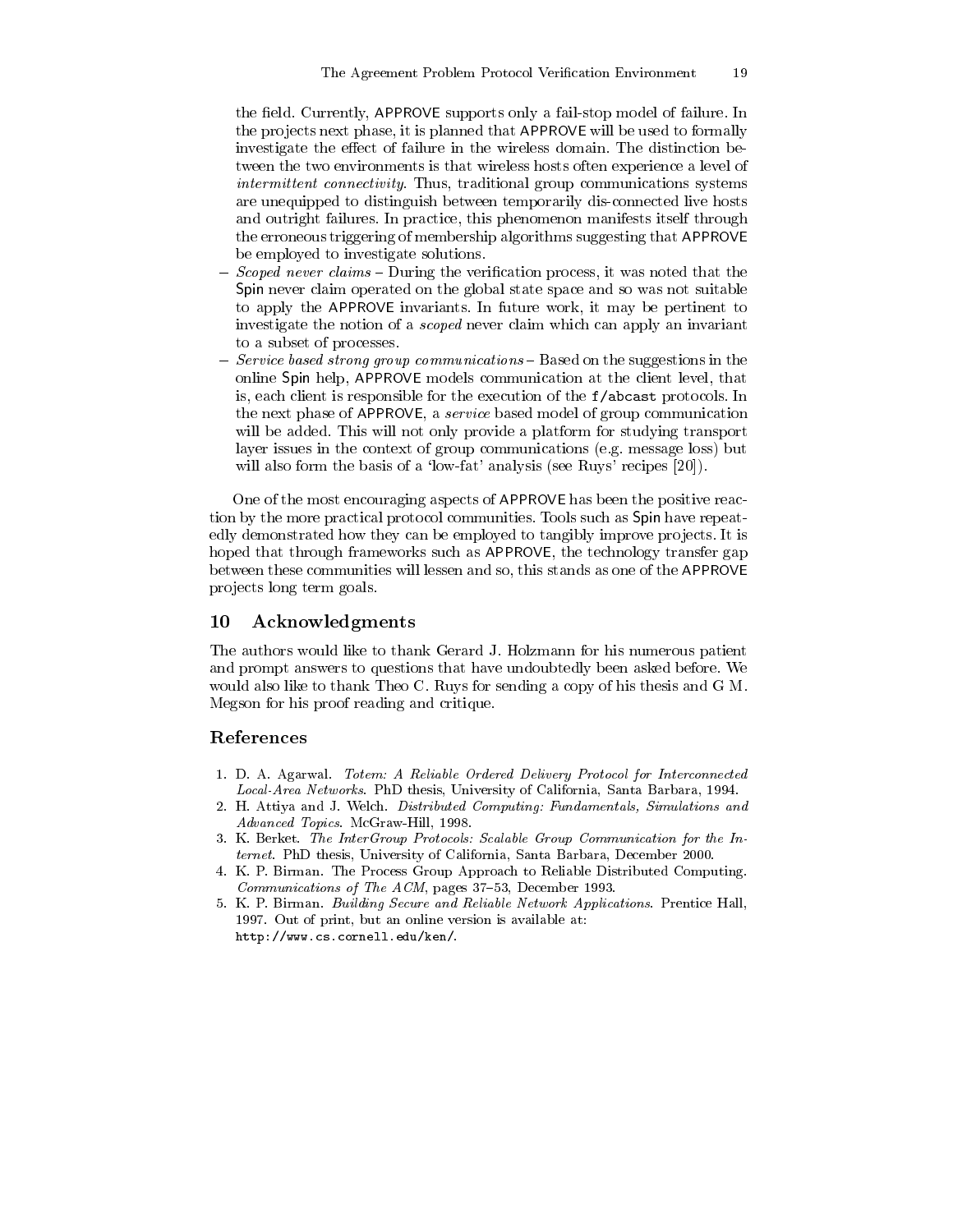the field. Currently, APPROVE supports only a fail-stop model of failure. In the projects next phase, it is planned that APPROVE will be used to formally investigate the effect of failure in the wireless domain. The distinction between the two environments is that wireless hosts often experience a level of *intermittent connectivity*. Thus, traditional group communications systems are unequipped to distinguish between temporarily dis-connected live hosts and outright failures. In practice, this phenomenon manifests itself through the erroneous triggering of membership algorithms suggesting that APPROVE be employed to investigate solutions.

- *Scoped never claims* – During the verification process, it was noted that the Spin never claim operated on the global state space and so was not suitable to apply the APPROVE invariants. In future work, it may be pertinent to investigate the notion of a *scoped* never claim which can apply an invariant to a subset of processes.
- *Service based strong group communications* – Based on the suggestions in the online Spin help, APPROVE models communication at the client level, that is, each client is responsible for the execution of the `f/abcast` protocols. In the next phase of APPROVE, a *service* based model of group communication will be added. This will not only provide a platform for studying transport layer issues in the context of group communications (e.g. message loss) but will also form the basis of a 'low-fat' analysis (see Ruys' recipes [20]).

One of the most encouraging aspects of APPROVE has been the positive reaction by the more practical protocol communities. Tools such as Spin have repeatedly demonstrated how they can be employed to tangibly improve projects. It is hoped that through frameworks such as APPROVE, the technology transfer gap between these communities will lessen and so, this stands as one of the APPROVE projects long term goals.

## 10 Acknowledgments

The authors would like to thank Gerard J. Holzmann for his numerous patient and prompt answers to questions that have undoubtedly been asked before. We would also like to thank Theo C. Ruys for sending a copy of his thesis and G M. Megson for his proof reading and critique.

## References

1. D. A. Agarwal. *Totem: A Reliable Ordered Delivery Protocol for Interconnected Local-Area Networks*. PhD thesis, University of California, Santa Barbara, 1994.
2. H. Attiya and J. Welch. *Distributed Computing: Fundamentals, Simulations and Advanced Topics*. McGraw-Hill, 1998.
3. K. Berket. *The InterGroup Protocols: Scalable Group Communication for the Internet*. PhD thesis, University of California, Santa Barbara, December 2000.
4. K. P. Birman. The Process Group Approach to Reliable Distributed Computing. *Communications of The ACM*, pages 37–53, December 1993.
5. K. P. Birman. *Building Secure and Reliable Network Applications*. Prentice Hall, 1997. Out of print, but an online version is available at: `http://www.cs.cornell.edu/ken/`.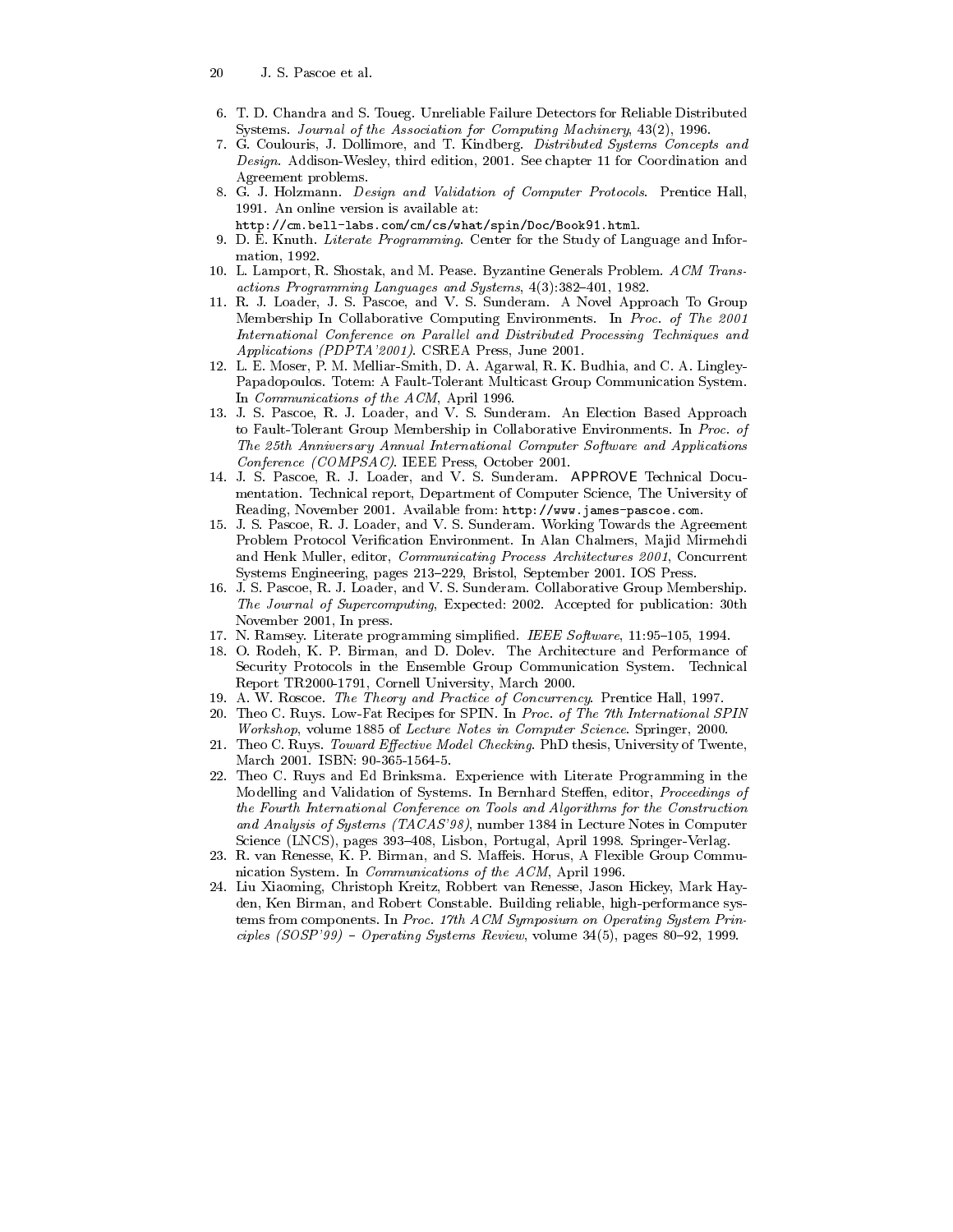6. T. D. Chandra and S. Toueg. Unreliable Failure Detectors for Reliable Distributed Systems. *Journal of the Association for Computing Machinery*, 43(2), 1996.
7. G. Coulouris, J. Dollimore, and T. Kindberg. *Distributed Systems Concepts and Design*. Addison-Wesley, third edition, 2001. See chapter 11 for Coordination and Agreement problems.
8. G. J. Holzmann. *Design and Validation of Computer Protocols*. Prentice Hall, 1991. An online version is available at: `http://cm.bell-labs.com/cm/cs/what/spin/Doc/Book91.html`.
9. D. E. Knuth. *Literate Programming*. Center for the Study of Language and Information, 1992.
10. L. Lamport, R. Shostak, and M. Pease. Byzantine Generals Problem. *ACM Transactions Programming Languages and Systems*, 4(3):382–401, 1982.
11. R. J. Loader, J. S. Pascoe, and V. S. Sunderam. A Novel Approach To Group Membership In Collaborative Computing Environments. In *Proc. of The 2001 International Conference on Parallel and Distributed Processing Techniques and Applications (PDPTA'2001)*. CSREA Press, June 2001.
12. L. E. Moser, P. M. Melliar-Smith, D. A. Agarwal, R. K. Budhia, and C. A. Lingley-Papadopoulos. Totem: A Fault-Tolerant Multicast Group Communication System. In *Communications of the ACM*, April 1996.
13. J. S. Pascoe, R. J. Loader, and V. S. Sunderam. An Election Based Approach to Fault-Tolerant Group Membership in Collaborative Environments. In *Proc. of The 25th Anniversary Annual International Computer Software and Applications Conference (COMPSAC)*. IEEE Press, October 2001.
14. J. S. Pascoe, R. J. Loader, and V. S. Sunderam. APPROVE Technical Documentation. Technical report, Department of Computer Science, The University of Reading, November 2001. Available from: `http://www.james-pascoe.com`.
15. J. S. Pascoe, R. J. Loader, and V. S. Sunderam. Working Towards the Agreement Problem Protocol Verification Environment. In Alan Chalmers, Majid Mirmehdi and Henk Muller, editor, *Communicating Process Architectures 2001*, Concurrent Systems Engineering, pages 213–229, Bristol, September 2001. IOS Press.
16. J. S. Pascoe, R. J. Loader, and V. S. Sunderam. Collaborative Group Membership. *The Journal of Supercomputing*, Expected: 2002. Accepted for publication: 30th November 2001, In press.
17. N. Ramsey. Literate programming simplified. *IEEE Software*, 11:95–105, 1994.
18. O. Rodeh, K. P. Birman, and D. Dolev. The Architecture and Performance of Security Protocols in the Ensemble Group Communication System. Technical Report TR2000-1791, Cornell University, March 2000.
19. A. W. Roscoe. *The Theory and Practice of Concurrency*. Prentice Hall, 1997.
20. Theo C. Ruys. Low-Fat Recipes for SPIN. In *Proc. of The 7th International SPIN Workshop*, volume 1885 of *Lecture Notes in Computer Science*. Springer, 2000.
21. Theo C. Ruys. *Toward Effective Model Checking*. PhD thesis, University of Twente, March 2001. ISBN: 90-365-1564-5.
22. Theo C. Ruys and Ed Brinksma. Experience with Literate Programming in the Modelling and Validation of Systems. In Bernhard Steffen, editor, *Proceedings of the Fourth International Conference on Tools and Algorithms for the Construction and Analysis of Systems (TACAS'98)*, number 1384 in Lecture Notes in Computer Science (LNCS), pages 393–408, Lisbon, Portugal, April 1998. Springer-Verlag.
23. R. van Renesse, K. P. Birman, and S. Maffeis. Horus, A Flexible Group Communication System. In *Communications of the ACM*, April 1996.
24. Liu Xiaoming, Christoph Kreitz, Robbert van Renesse, Jason Hickey, Mark Hayden, Ken Birman, and Robert Constable. Building reliable, high-performance systems from components. In *Proc. 17th ACM Symposium on Operating System Principles (SOSP'99) – Operating Systems Review*, volume 34(5), pages 80–92, 1999.